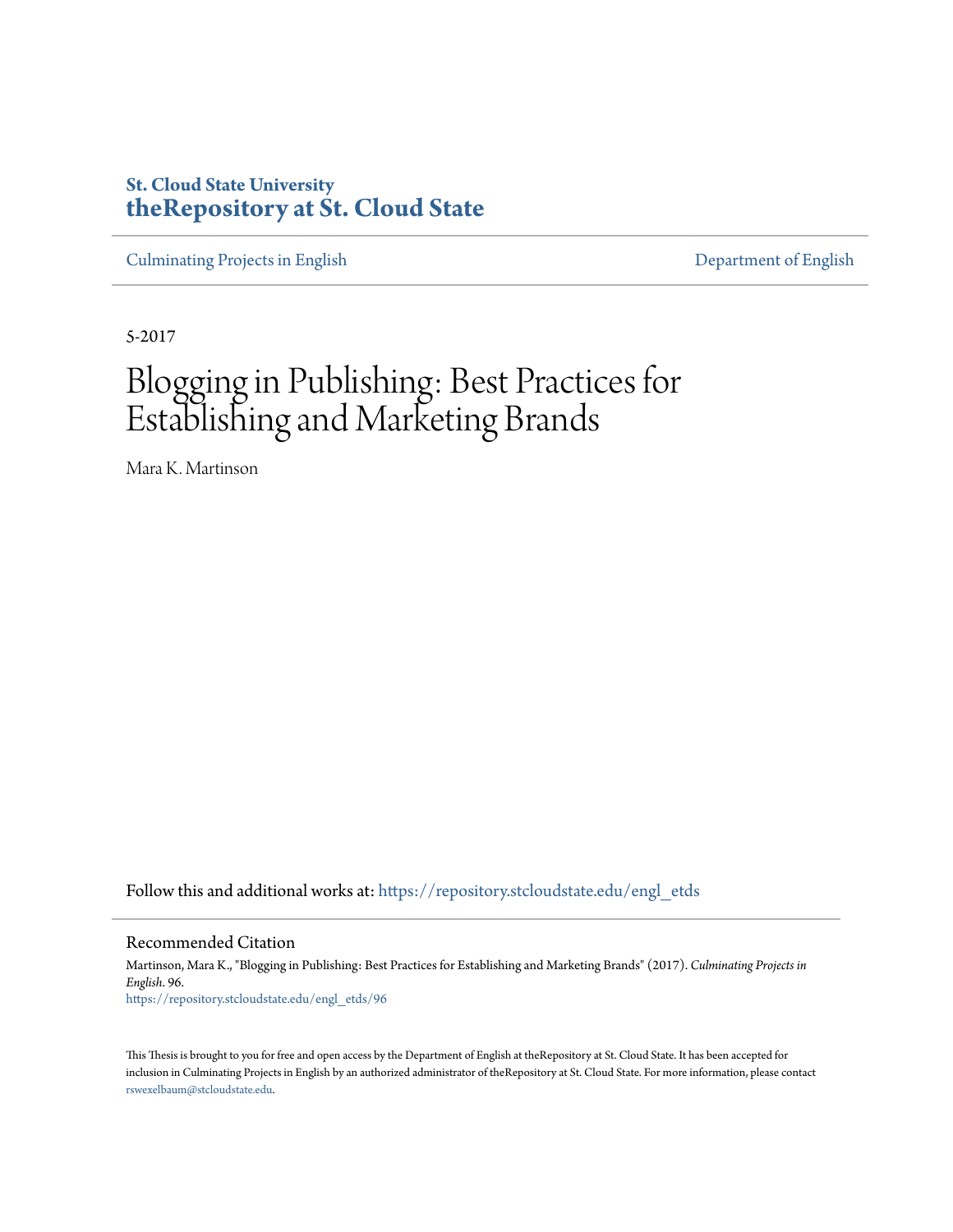St. Cloud State University
**theRepository at St. Cloud State**

Culminating Projects in English — Department of English

5-2017

# Blogging in Publishing: Best Practices for Establishing and Marketing Brands

Mara K. Martinson

Follow this and additional works at: https://repository.stcloudstate.edu/engl_etds

## Recommended Citation

Martinson, Mara K., "Blogging in Publishing: Best Practices for Establishing and Marketing Brands" (2017). *Culminating Projects in English*. 96.
https://repository.stcloudstate.edu/engl_etds/96

This Thesis is brought to you for free and open access by the Department of English at theRepository at St. Cloud State. It has been accepted for inclusion in Culminating Projects in English by an authorized administrator of theRepository at St. Cloud State. For more information, please contact rswexelbaum@stcloudstate.edu.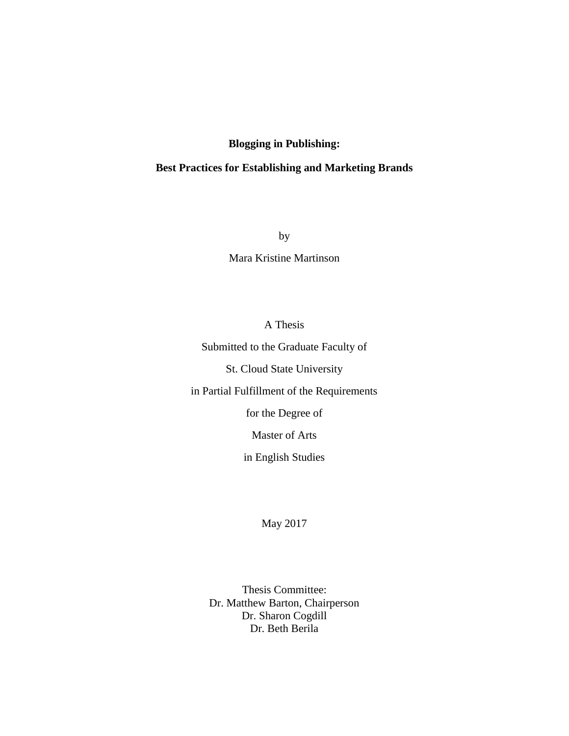**Blogging in Publishing:**

**Best Practices for Establishing and Marketing Brands**

by

Mara Kristine Martinson

A Thesis

Submitted to the Graduate Faculty of

St. Cloud State University

in Partial Fulfillment of the Requirements

for the Degree of

Master of Arts

in English Studies

May 2017

Thesis Committee:
Dr. Matthew Barton, Chairperson
Dr. Sharon Cogdill
Dr. Beth Berila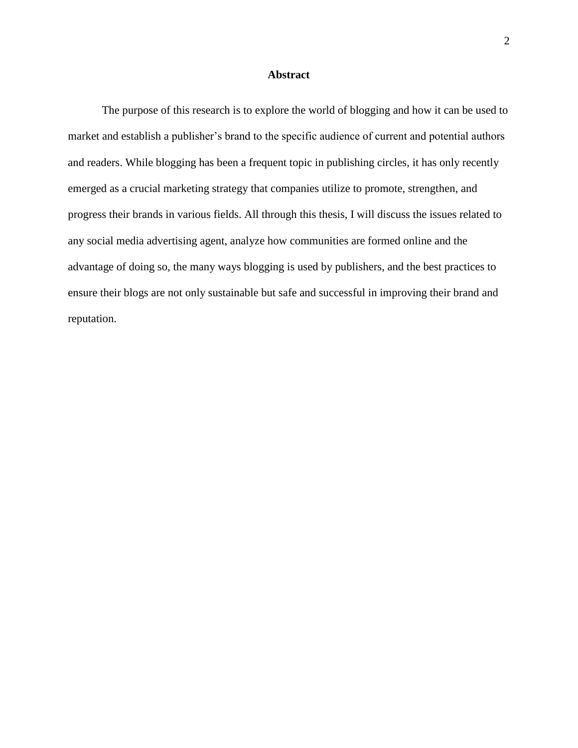## Abstract

The purpose of this research is to explore the world of blogging and how it can be used to market and establish a publisher's brand to the specific audience of current and potential authors and readers. While blogging has been a frequent topic in publishing circles, it has only recently emerged as a crucial marketing strategy that companies utilize to promote, strengthen, and progress their brands in various fields. All through this thesis, I will discuss the issues related to any social media advertising agent, analyze how communities are formed online and the advantage of doing so, the many ways blogging is used by publishers, and the best practices to ensure their blogs are not only sustainable but safe and successful in improving their brand and reputation.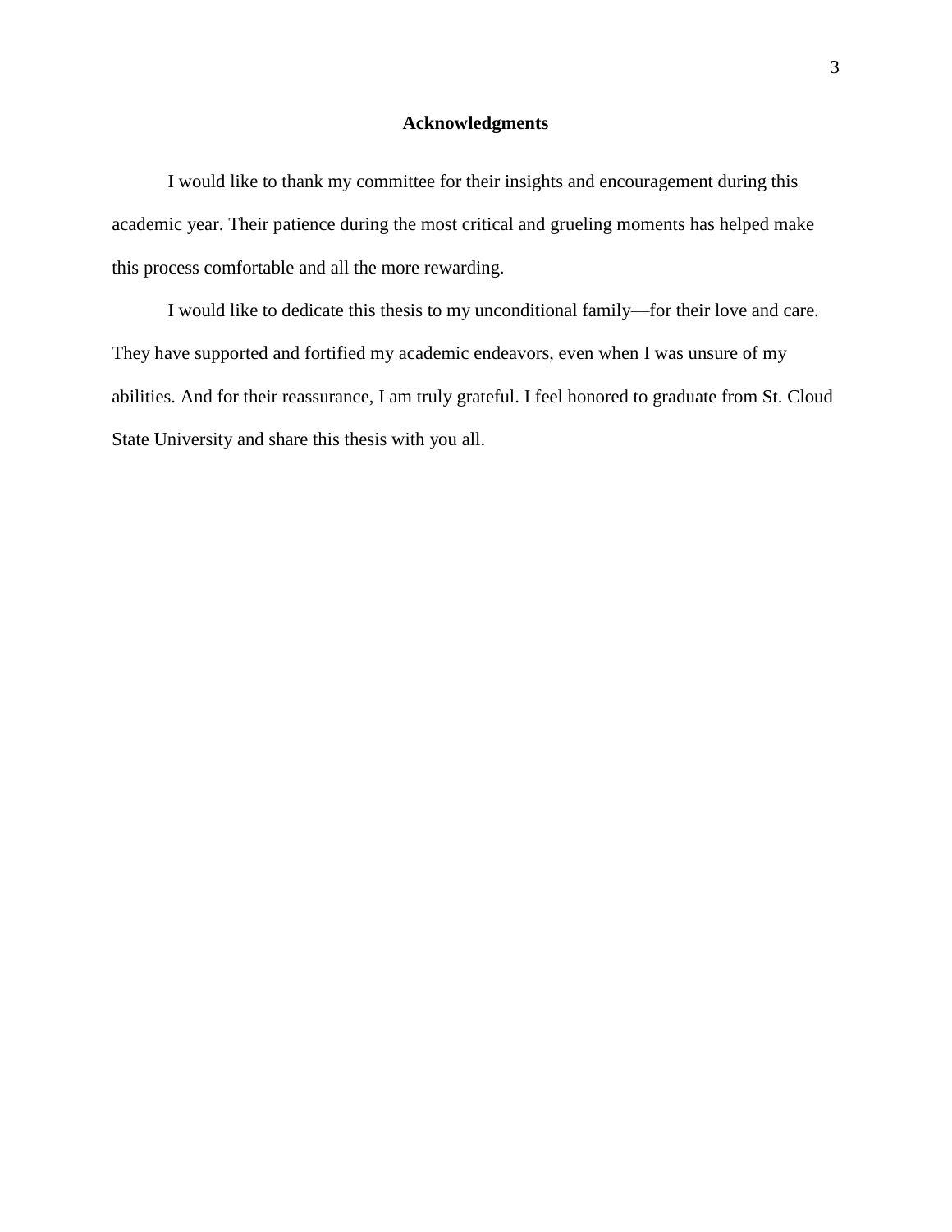## Acknowledgments

I would like to thank my committee for their insights and encouragement during this academic year. Their patience during the most critical and grueling moments has helped make this process comfortable and all the more rewarding.

I would like to dedicate this thesis to my unconditional family—for their love and care. They have supported and fortified my academic endeavors, even when I was unsure of my abilities. And for their reassurance, I am truly grateful. I feel honored to graduate from St. Cloud State University and share this thesis with you all.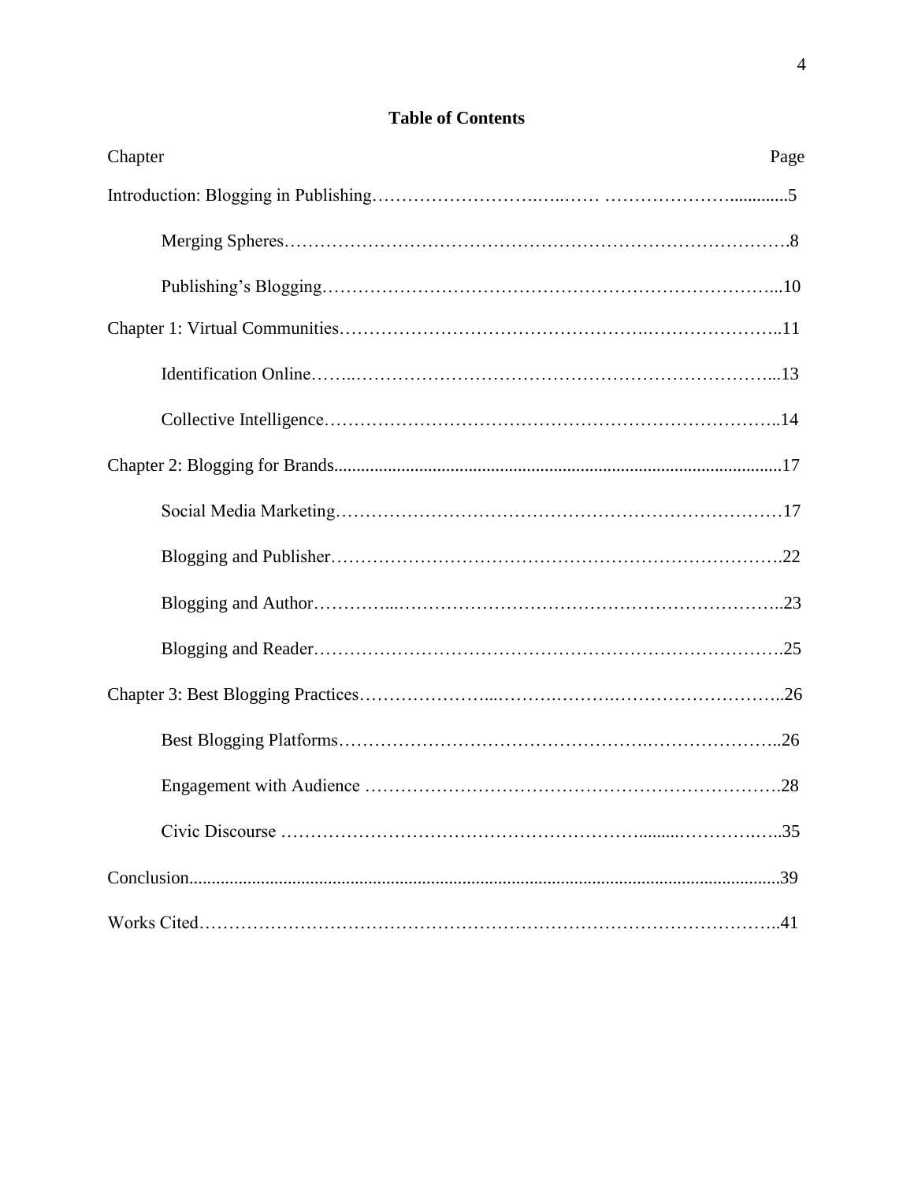# Table of Contents

| Chapter | Page |
|---|---|
| Introduction: Blogging in Publishing | 5 |
| Merging Spheres | 8 |
| Publishing's Blogging | 10 |
| Chapter 1: Virtual Communities | 11 |
| Identification Online | 13 |
| Collective Intelligence | 14 |
| Chapter 2: Blogging for Brands | 17 |
| Social Media Marketing | 17 |
| Blogging and Publisher | 22 |
| Blogging and Author | 23 |
| Blogging and Reader | 25 |
| Chapter 3: Best Blogging Practices | 26 |
| Best Blogging Platforms | 26 |
| Engagement with Audience | 28 |
| Civic Discourse | 35 |
| Conclusion | 39 |
| Works Cited | 41 |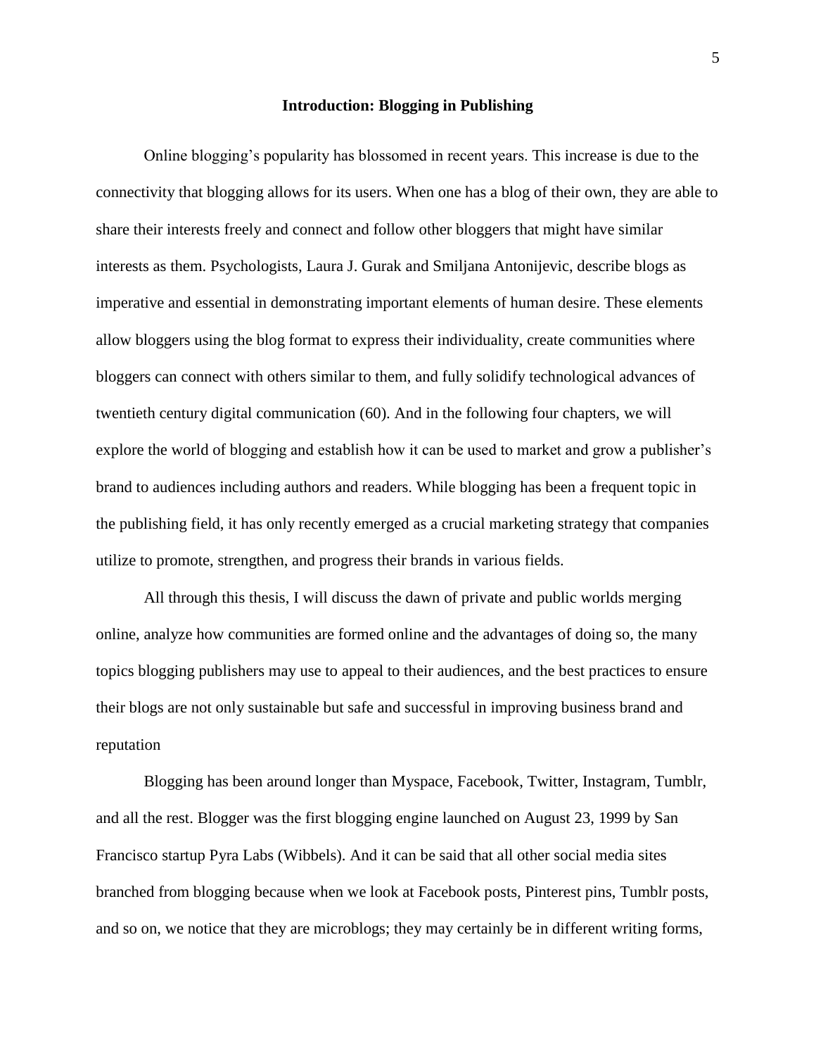## Introduction: Blogging in Publishing

Online blogging's popularity has blossomed in recent years. This increase is due to the connectivity that blogging allows for its users. When one has a blog of their own, they are able to share their interests freely and connect and follow other bloggers that might have similar interests as them. Psychologists, Laura J. Gurak and Smiljana Antonijevic, describe blogs as imperative and essential in demonstrating important elements of human desire. These elements allow bloggers using the blog format to express their individuality, create communities where bloggers can connect with others similar to them, and fully solidify technological advances of twentieth century digital communication (60). And in the following four chapters, we will explore the world of blogging and establish how it can be used to market and grow a publisher's brand to audiences including authors and readers. While blogging has been a frequent topic in the publishing field, it has only recently emerged as a crucial marketing strategy that companies utilize to promote, strengthen, and progress their brands in various fields.

All through this thesis, I will discuss the dawn of private and public worlds merging online, analyze how communities are formed online and the advantages of doing so, the many topics blogging publishers may use to appeal to their audiences, and the best practices to ensure their blogs are not only sustainable but safe and successful in improving business brand and reputation

Blogging has been around longer than Myspace, Facebook, Twitter, Instagram, Tumblr, and all the rest. Blogger was the first blogging engine launched on August 23, 1999 by San Francisco startup Pyra Labs (Wibbels). And it can be said that all other social media sites branched from blogging because when we look at Facebook posts, Pinterest pins, Tumblr posts, and so on, we notice that they are microblogs; they may certainly be in different writing forms,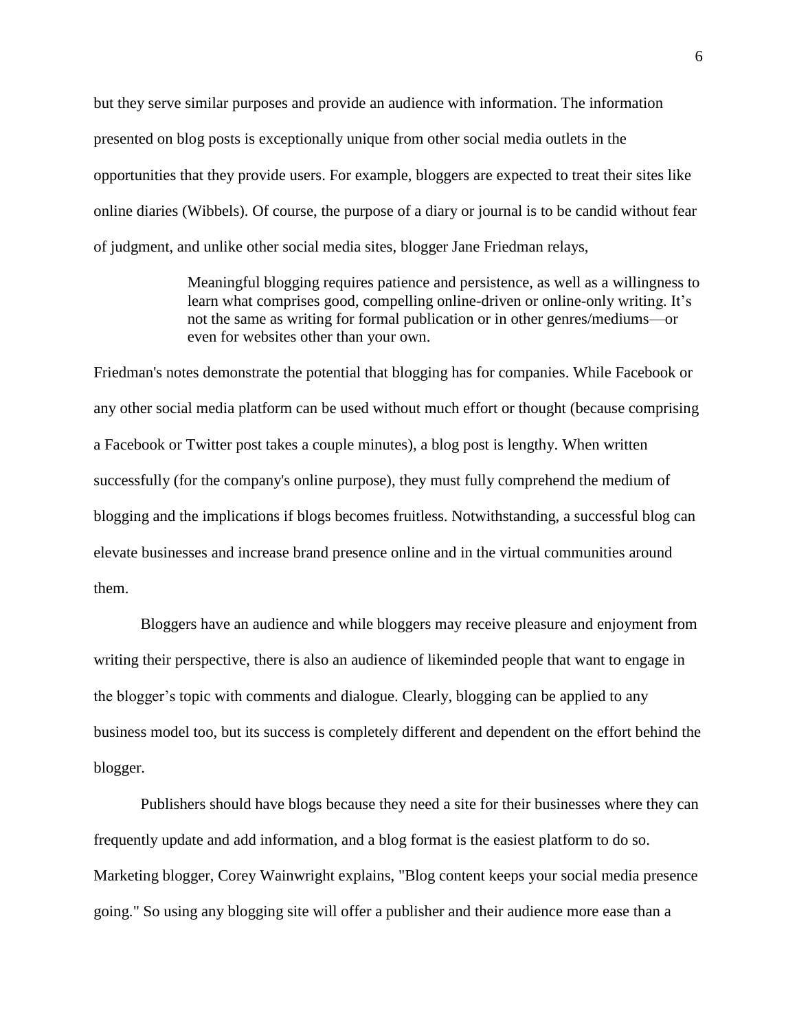but they serve similar purposes and provide an audience with information. The information presented on blog posts is exceptionally unique from other social media outlets in the opportunities that they provide users. For example, bloggers are expected to treat their sites like online diaries (Wibbels). Of course, the purpose of a diary or journal is to be candid without fear of judgment, and unlike other social media sites, blogger Jane Friedman relays,

> Meaningful blogging requires patience and persistence, as well as a willingness to learn what comprises good, compelling online-driven or online-only writing. It's not the same as writing for formal publication or in other genres/mediums—or even for websites other than your own.

Friedman's notes demonstrate the potential that blogging has for companies. While Facebook or any other social media platform can be used without much effort or thought (because comprising a Facebook or Twitter post takes a couple minutes), a blog post is lengthy. When written successfully (for the company's online purpose), they must fully comprehend the medium of blogging and the implications if blogs becomes fruitless. Notwithstanding, a successful blog can elevate businesses and increase brand presence online and in the virtual communities around them.

Bloggers have an audience and while bloggers may receive pleasure and enjoyment from writing their perspective, there is also an audience of likeminded people that want to engage in the blogger's topic with comments and dialogue. Clearly, blogging can be applied to any business model too, but its success is completely different and dependent on the effort behind the blogger.

Publishers should have blogs because they need a site for their businesses where they can frequently update and add information, and a blog format is the easiest platform to do so. Marketing blogger, Corey Wainwright explains, "Blog content keeps your social media presence going." So using any blogging site will offer a publisher and their audience more ease than a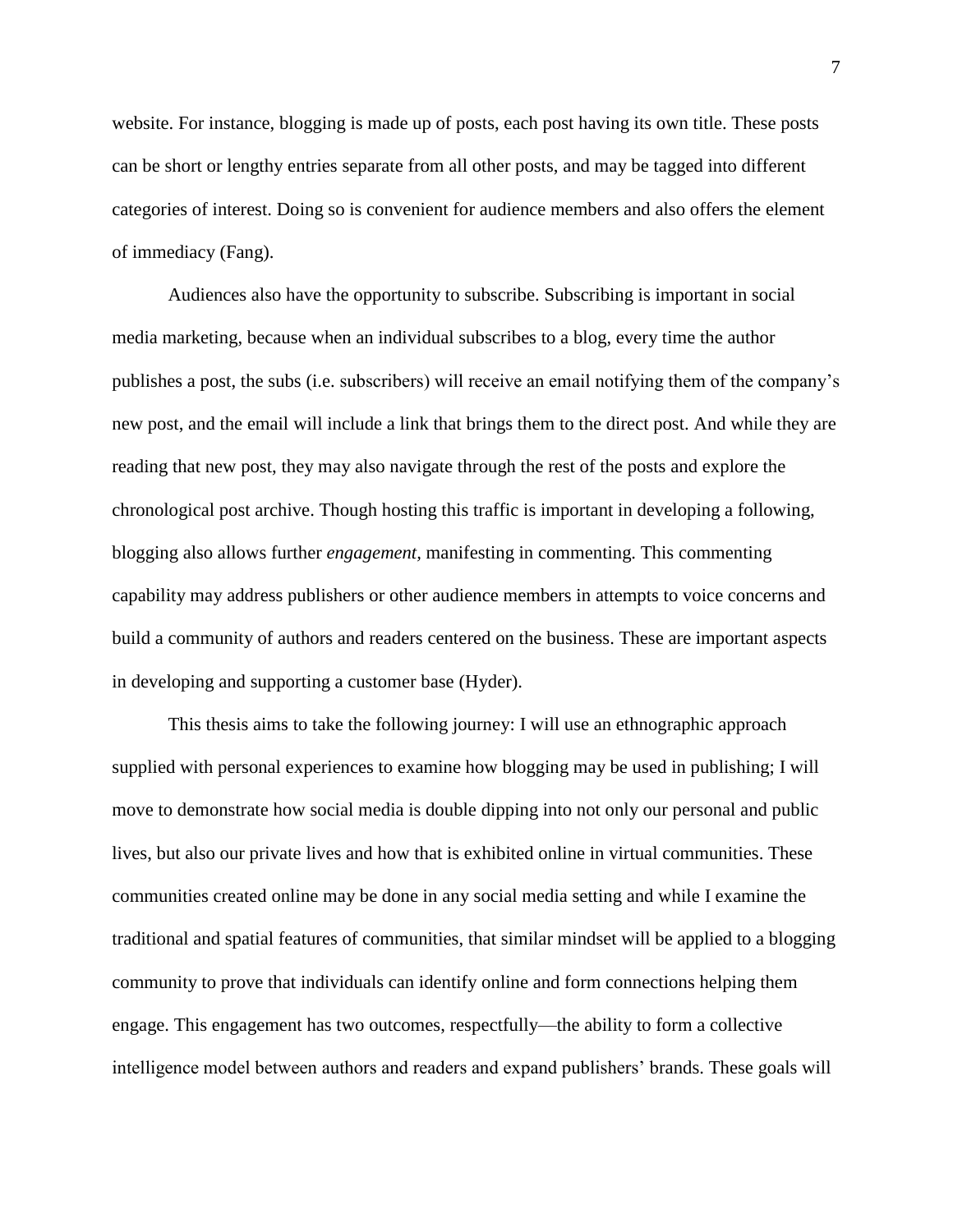website. For instance, blogging is made up of posts, each post having its own title. These posts can be short or lengthy entries separate from all other posts, and may be tagged into different categories of interest. Doing so is convenient for audience members and also offers the element of immediacy (Fang).

Audiences also have the opportunity to subscribe. Subscribing is important in social media marketing, because when an individual subscribes to a blog, every time the author publishes a post, the subs (i.e. subscribers) will receive an email notifying them of the company's new post, and the email will include a link that brings them to the direct post. And while they are reading that new post, they may also navigate through the rest of the posts and explore the chronological post archive. Though hosting this traffic is important in developing a following, blogging also allows further *engagement*, manifesting in commenting. This commenting capability may address publishers or other audience members in attempts to voice concerns and build a community of authors and readers centered on the business. These are important aspects in developing and supporting a customer base (Hyder).

This thesis aims to take the following journey: I will use an ethnographic approach supplied with personal experiences to examine how blogging may be used in publishing; I will move to demonstrate how social media is double dipping into not only our personal and public lives, but also our private lives and how that is exhibited online in virtual communities. These communities created online may be done in any social media setting and while I examine the traditional and spatial features of communities, that similar mindset will be applied to a blogging community to prove that individuals can identify online and form connections helping them engage. This engagement has two outcomes, respectfully—the ability to form a collective intelligence model between authors and readers and expand publishers' brands. These goals will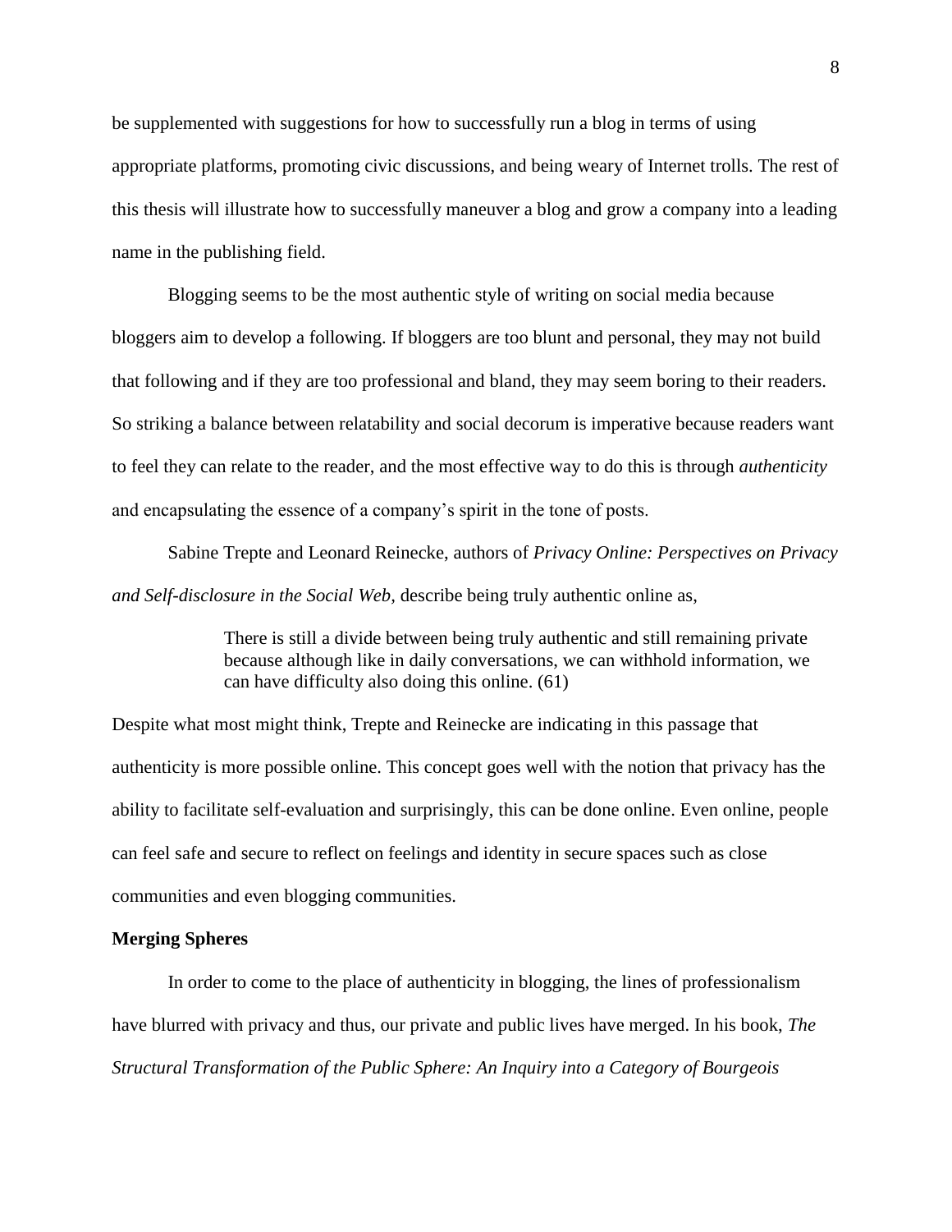be supplemented with suggestions for how to successfully run a blog in terms of using appropriate platforms, promoting civic discussions, and being weary of Internet trolls. The rest of this thesis will illustrate how to successfully maneuver a blog and grow a company into a leading name in the publishing field.

Blogging seems to be the most authentic style of writing on social media because bloggers aim to develop a following. If bloggers are too blunt and personal, they may not build that following and if they are too professional and bland, they may seem boring to their readers. So striking a balance between relatability and social decorum is imperative because readers want to feel they can relate to the reader, and the most effective way to do this is through *authenticity* and encapsulating the essence of a company's spirit in the tone of posts.

Sabine Trepte and Leonard Reinecke, authors of *Privacy Online: Perspectives on Privacy and Self-disclosure in the Social Web,* describe being truly authentic online as,

> There is still a divide between being truly authentic and still remaining private because although like in daily conversations, we can withhold information, we can have difficulty also doing this online. (61)

Despite what most might think, Trepte and Reinecke are indicating in this passage that authenticity is more possible online. This concept goes well with the notion that privacy has the ability to facilitate self-evaluation and surprisingly, this can be done online. Even online, people can feel safe and secure to reflect on feelings and identity in secure spaces such as close communities and even blogging communities.

**Merging Spheres**

In order to come to the place of authenticity in blogging, the lines of professionalism have blurred with privacy and thus, our private and public lives have merged. In his book, *The Structural Transformation of the Public Sphere: An Inquiry into a Category of Bourgeois*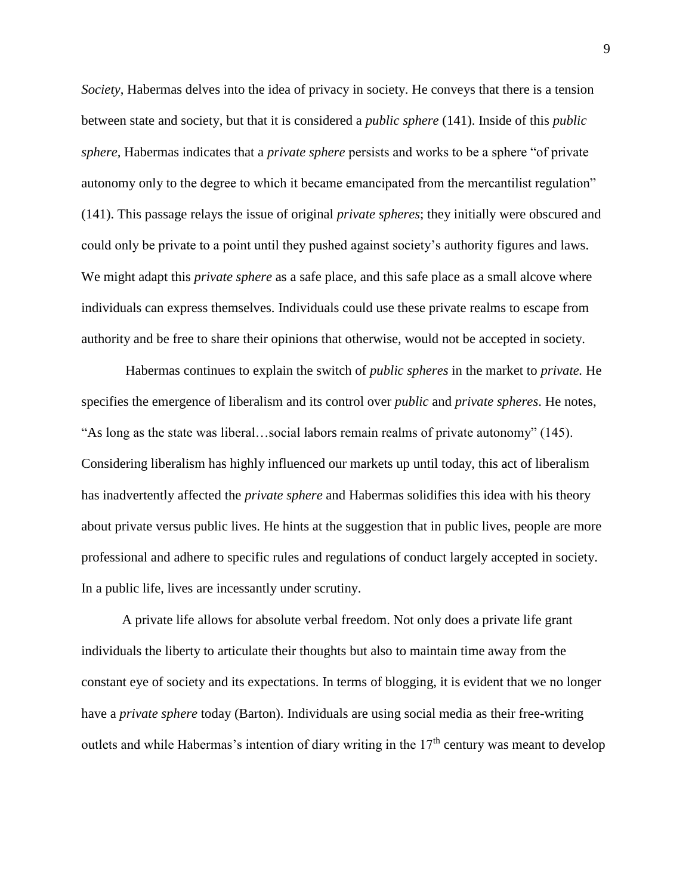*Society*, Habermas delves into the idea of privacy in society. He conveys that there is a tension between state and society, but that it is considered a *public sphere* (141). Inside of this *public sphere,* Habermas indicates that a *private sphere* persists and works to be a sphere "of private autonomy only to the degree to which it became emancipated from the mercantilist regulation" (141). This passage relays the issue of original *private spheres*; they initially were obscured and could only be private to a point until they pushed against society's authority figures and laws. We might adapt this *private sphere* as a safe place, and this safe place as a small alcove where individuals can express themselves. Individuals could use these private realms to escape from authority and be free to share their opinions that otherwise, would not be accepted in society.

Habermas continues to explain the switch of *public spheres* in the market to *private.* He specifies the emergence of liberalism and its control over *public* and *private spheres*. He notes, "As long as the state was liberal…social labors remain realms of private autonomy" (145). Considering liberalism has highly influenced our markets up until today, this act of liberalism has inadvertently affected the *private sphere* and Habermas solidifies this idea with his theory about private versus public lives. He hints at the suggestion that in public lives, people are more professional and adhere to specific rules and regulations of conduct largely accepted in society. In a public life, lives are incessantly under scrutiny.

A private life allows for absolute verbal freedom. Not only does a private life grant individuals the liberty to articulate their thoughts but also to maintain time away from the constant eye of society and its expectations. In terms of blogging, it is evident that we no longer have a *private sphere* today (Barton). Individuals are using social media as their free-writing outlets and while Habermas's intention of diary writing in the 17th century was meant to develop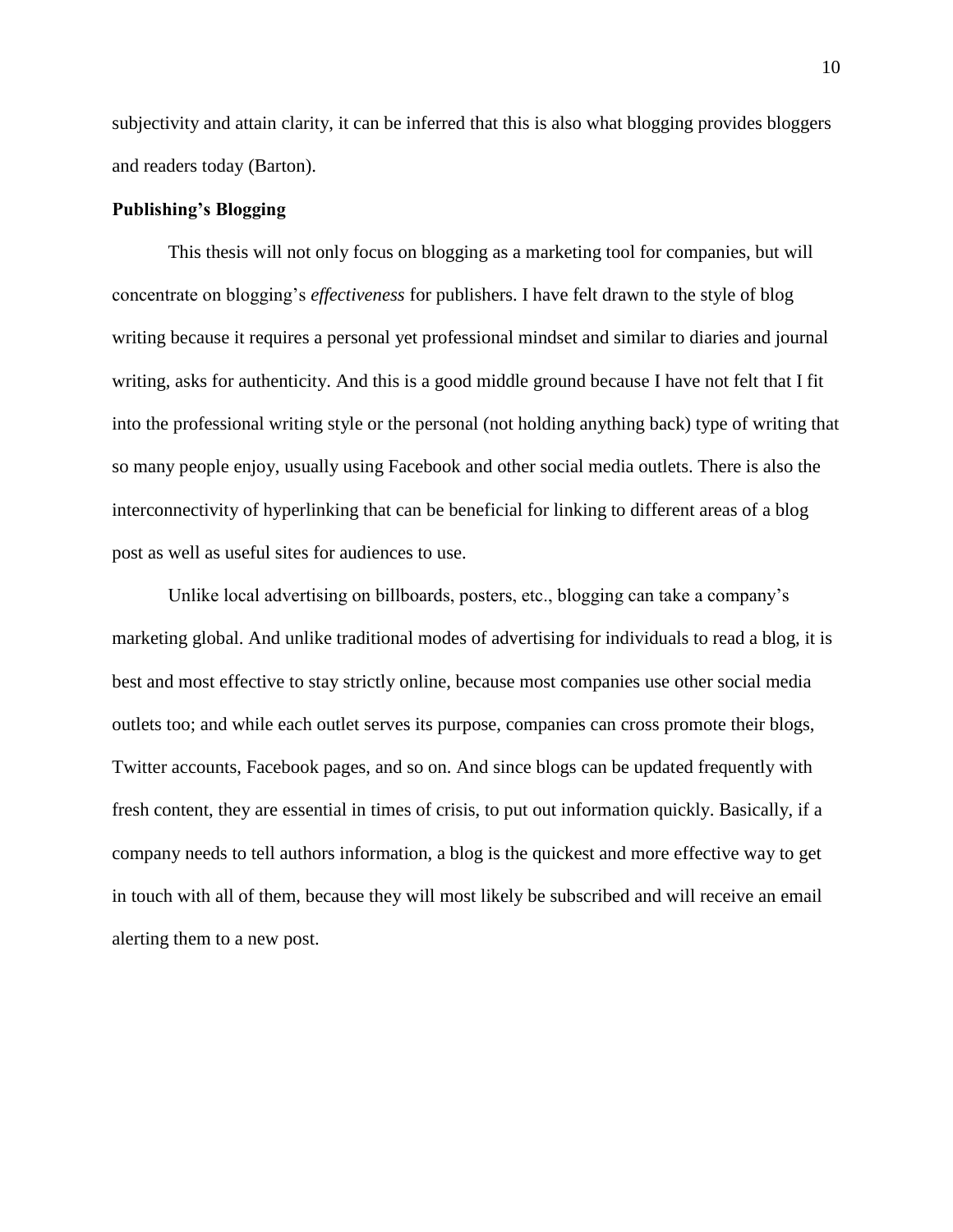subjectivity and attain clarity, it can be inferred that this is also what blogging provides bloggers and readers today (Barton).

## Publishing's Blogging

This thesis will not only focus on blogging as a marketing tool for companies, but will concentrate on blogging's *effectiveness* for publishers. I have felt drawn to the style of blog writing because it requires a personal yet professional mindset and similar to diaries and journal writing, asks for authenticity. And this is a good middle ground because I have not felt that I fit into the professional writing style or the personal (not holding anything back) type of writing that so many people enjoy, usually using Facebook and other social media outlets. There is also the interconnectivity of hyperlinking that can be beneficial for linking to different areas of a blog post as well as useful sites for audiences to use.

Unlike local advertising on billboards, posters, etc., blogging can take a company's marketing global. And unlike traditional modes of advertising for individuals to read a blog, it is best and most effective to stay strictly online, because most companies use other social media outlets too; and while each outlet serves its purpose, companies can cross promote their blogs, Twitter accounts, Facebook pages, and so on. And since blogs can be updated frequently with fresh content, they are essential in times of crisis, to put out information quickly. Basically, if a company needs to tell authors information, a blog is the quickest and more effective way to get in touch with all of them, because they will most likely be subscribed and will receive an email alerting them to a new post.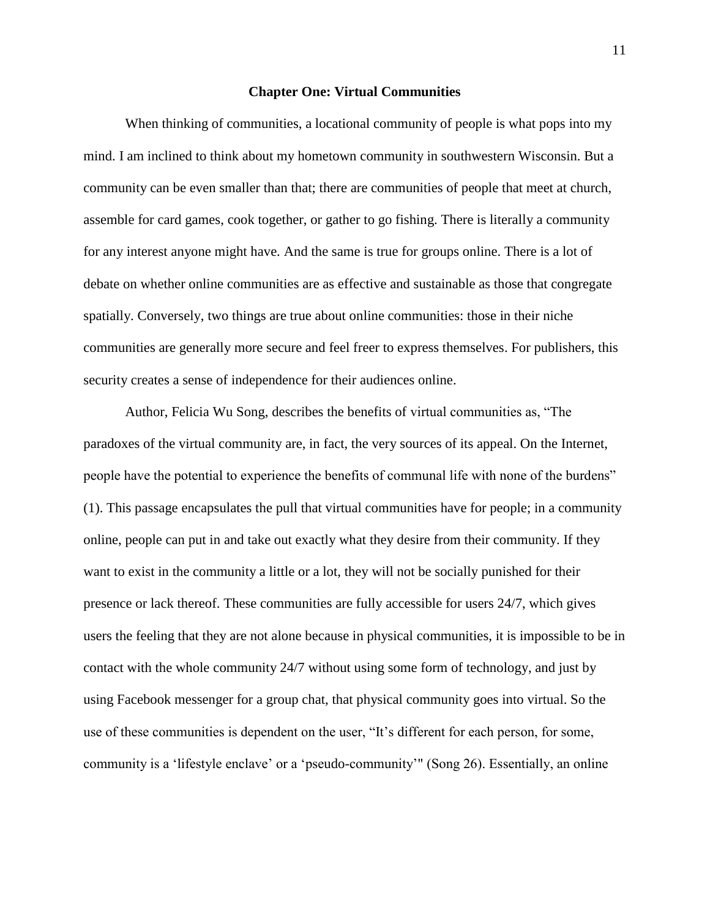# Chapter One: Virtual Communities

When thinking of communities, a locational community of people is what pops into my mind. I am inclined to think about my hometown community in southwestern Wisconsin. But a community can be even smaller than that; there are communities of people that meet at church, assemble for card games, cook together, or gather to go fishing. There is literally a community for any interest anyone might have. And the same is true for groups online. There is a lot of debate on whether online communities are as effective and sustainable as those that congregate spatially. Conversely, two things are true about online communities: those in their niche communities are generally more secure and feel freer to express themselves. For publishers, this security creates a sense of independence for their audiences online.

Author, Felicia Wu Song, describes the benefits of virtual communities as, "The paradoxes of the virtual community are, in fact, the very sources of its appeal. On the Internet, people have the potential to experience the benefits of communal life with none of the burdens" (1). This passage encapsulates the pull that virtual communities have for people; in a community online, people can put in and take out exactly what they desire from their community. If they want to exist in the community a little or a lot, they will not be socially punished for their presence or lack thereof. These communities are fully accessible for users 24/7, which gives users the feeling that they are not alone because in physical communities, it is impossible to be in contact with the whole community 24/7 without using some form of technology, and just by using Facebook messenger for a group chat, that physical community goes into virtual. So the use of these communities is dependent on the user, "It's different for each person, for some, community is a 'lifestyle enclave' or a 'pseudo-community'" (Song 26). Essentially, an online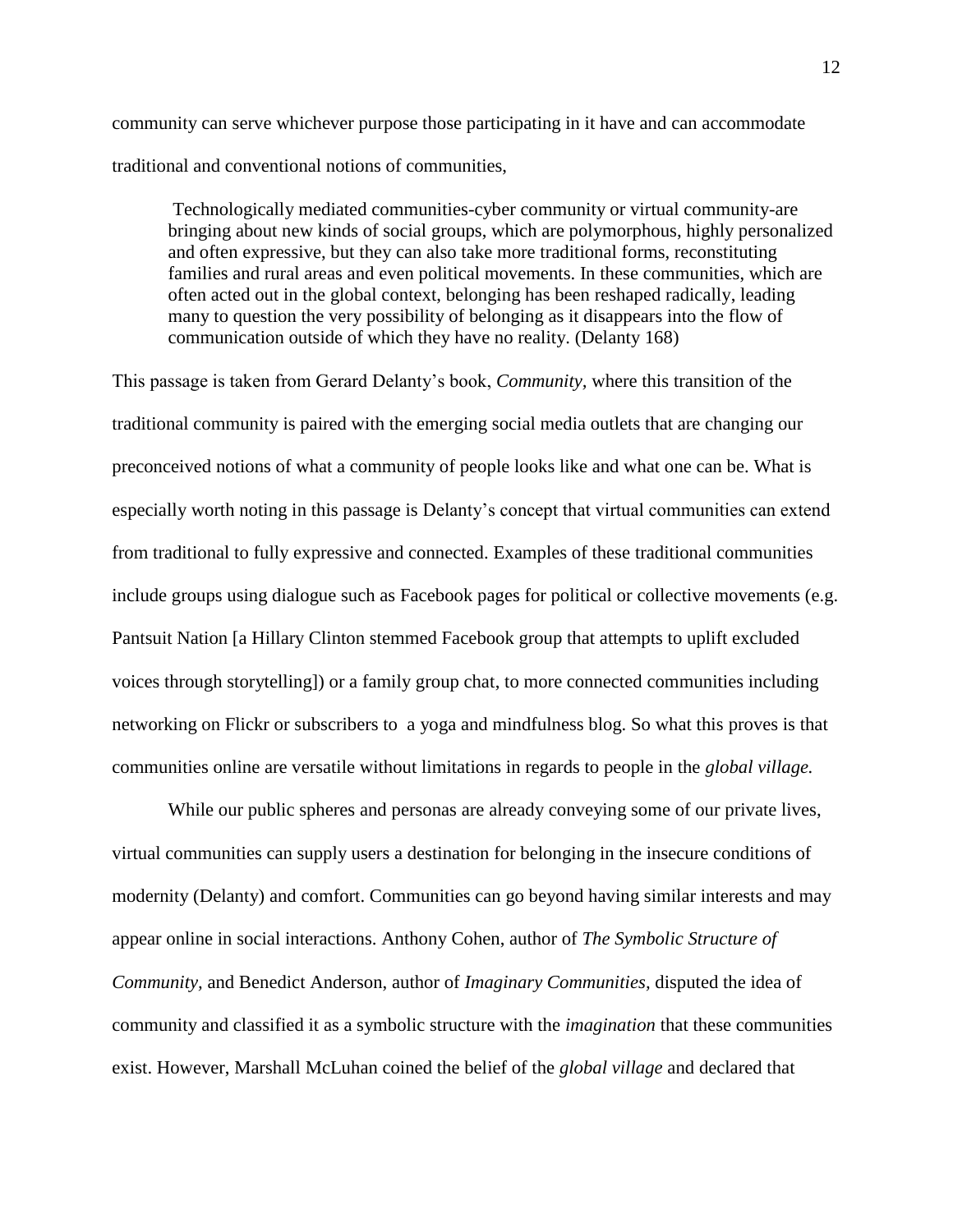community can serve whichever purpose those participating in it have and can accommodate traditional and conventional notions of communities,

> Technologically mediated communities-cyber community or virtual community-are bringing about new kinds of social groups, which are polymorphous, highly personalized and often expressive, but they can also take more traditional forms, reconstituting families and rural areas and even political movements. In these communities, which are often acted out in the global context, belonging has been reshaped radically, leading many to question the very possibility of belonging as it disappears into the flow of communication outside of which they have no reality. (Delanty 168)

This passage is taken from Gerard Delanty's book, *Community,* where this transition of the traditional community is paired with the emerging social media outlets that are changing our preconceived notions of what a community of people looks like and what one can be. What is especially worth noting in this passage is Delanty's concept that virtual communities can extend from traditional to fully expressive and connected. Examples of these traditional communities include groups using dialogue such as Facebook pages for political or collective movements (e.g. Pantsuit Nation [a Hillary Clinton stemmed Facebook group that attempts to uplift excluded voices through storytelling]) or a family group chat, to more connected communities including networking on Flickr or subscribers to a yoga and mindfulness blog. So what this proves is that communities online are versatile without limitations in regards to people in the *global village.*

While our public spheres and personas are already conveying some of our private lives, virtual communities can supply users a destination for belonging in the insecure conditions of modernity (Delanty) and comfort. Communities can go beyond having similar interests and may appear online in social interactions. Anthony Cohen, author of *The Symbolic Structure of Community,* and Benedict Anderson, author of *Imaginary Communities,* disputed the idea of community and classified it as a symbolic structure with the *imagination* that these communities exist. However, Marshall McLuhan coined the belief of the *global village* and declared that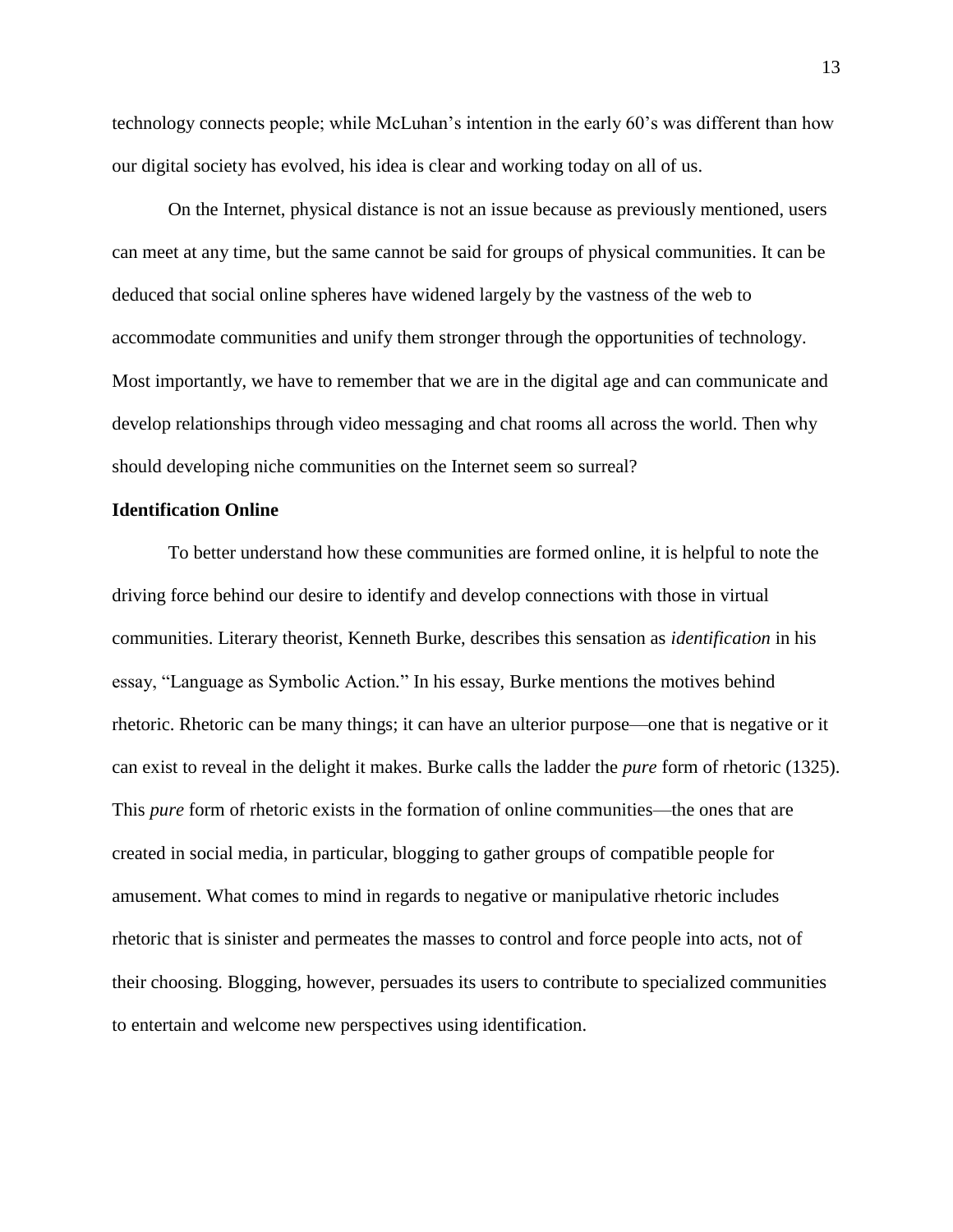technology connects people; while McLuhan's intention in the early 60's was different than how our digital society has evolved, his idea is clear and working today on all of us.

On the Internet, physical distance is not an issue because as previously mentioned, users can meet at any time, but the same cannot be said for groups of physical communities. It can be deduced that social online spheres have widened largely by the vastness of the web to accommodate communities and unify them stronger through the opportunities of technology. Most importantly, we have to remember that we are in the digital age and can communicate and develop relationships through video messaging and chat rooms all across the world. Then why should developing niche communities on the Internet seem so surreal?

**Identification Online**

To better understand how these communities are formed online, it is helpful to note the driving force behind our desire to identify and develop connections with those in virtual communities. Literary theorist, Kenneth Burke, describes this sensation as *identification* in his essay, "Language as Symbolic Action." In his essay, Burke mentions the motives behind rhetoric. Rhetoric can be many things; it can have an ulterior purpose—one that is negative or it can exist to reveal in the delight it makes. Burke calls the ladder the *pure* form of rhetoric (1325). This *pure* form of rhetoric exists in the formation of online communities—the ones that are created in social media, in particular, blogging to gather groups of compatible people for amusement. What comes to mind in regards to negative or manipulative rhetoric includes rhetoric that is sinister and permeates the masses to control and force people into acts, not of their choosing. Blogging, however, persuades its users to contribute to specialized communities to entertain and welcome new perspectives using identification.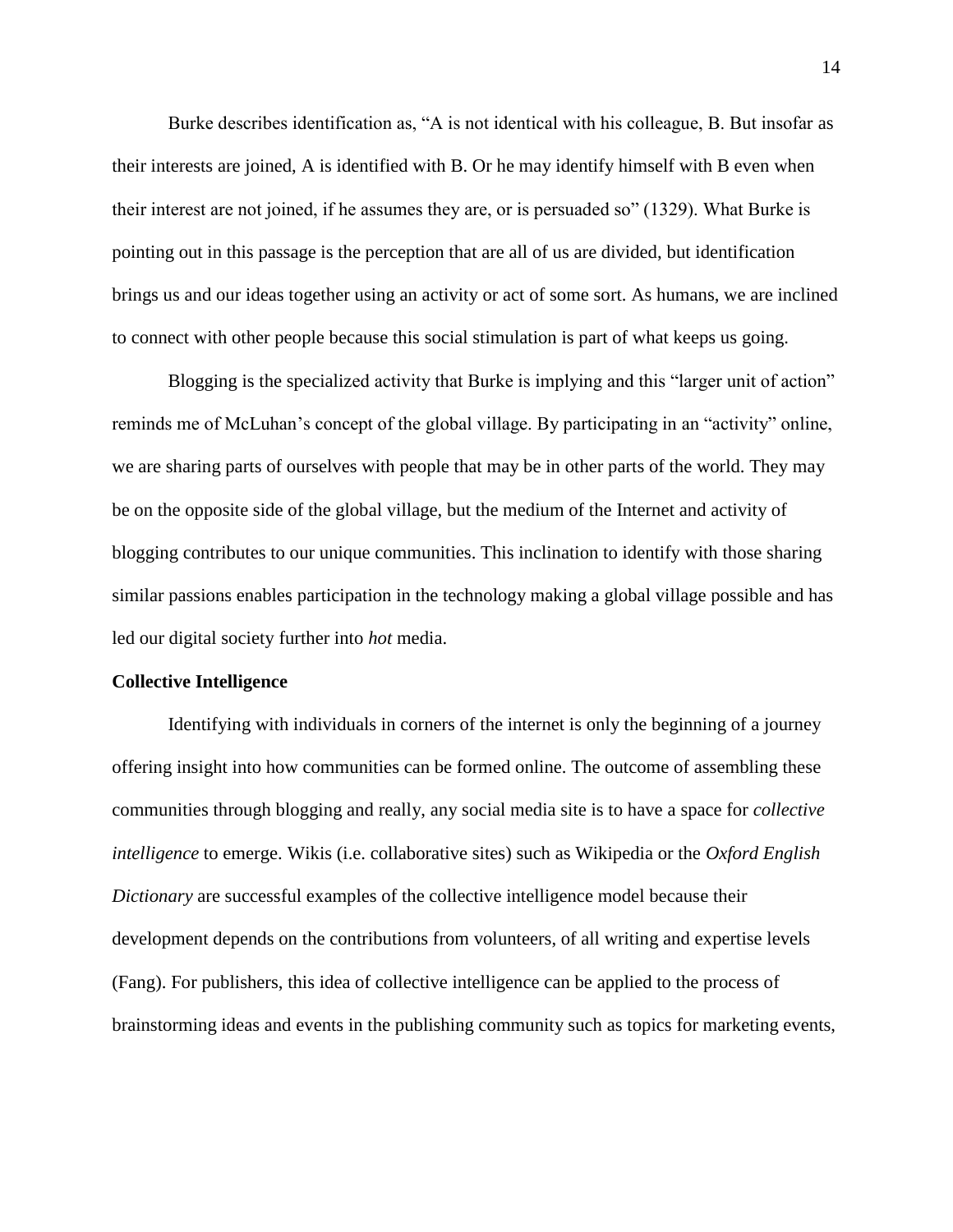Burke describes identification as, "A is not identical with his colleague, B. But insofar as their interests are joined, A is identified with B. Or he may identify himself with B even when their interest are not joined, if he assumes they are, or is persuaded so" (1329). What Burke is pointing out in this passage is the perception that are all of us are divided, but identification brings us and our ideas together using an activity or act of some sort. As humans, we are inclined to connect with other people because this social stimulation is part of what keeps us going.

Blogging is the specialized activity that Burke is implying and this "larger unit of action" reminds me of McLuhan's concept of the global village. By participating in an "activity" online, we are sharing parts of ourselves with people that may be in other parts of the world. They may be on the opposite side of the global village, but the medium of the Internet and activity of blogging contributes to our unique communities. This inclination to identify with those sharing similar passions enables participation in the technology making a global village possible and has led our digital society further into *hot* media.

**Collective Intelligence**

Identifying with individuals in corners of the internet is only the beginning of a journey offering insight into how communities can be formed online. The outcome of assembling these communities through blogging and really, any social media site is to have a space for *collective intelligence* to emerge. Wikis (i.e. collaborative sites) such as Wikipedia or the *Oxford English Dictionary* are successful examples of the collective intelligence model because their development depends on the contributions from volunteers, of all writing and expertise levels (Fang). For publishers, this idea of collective intelligence can be applied to the process of brainstorming ideas and events in the publishing community such as topics for marketing events,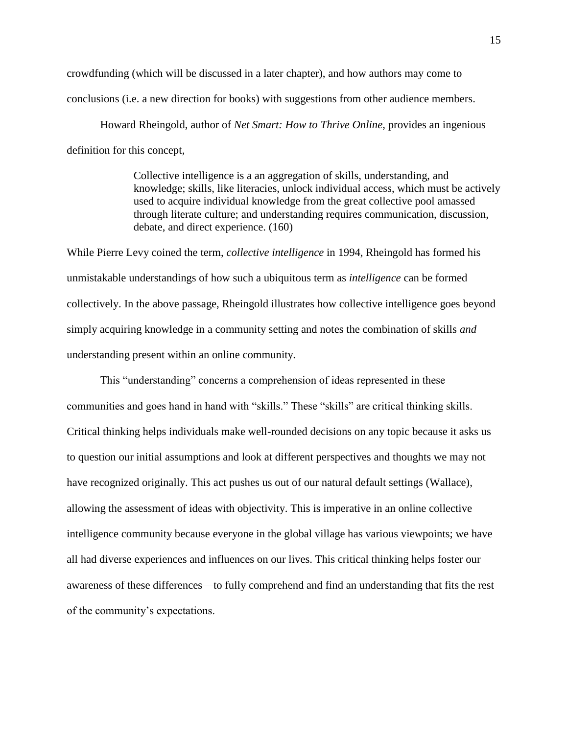crowdfunding (which will be discussed in a later chapter), and how authors may come to conclusions (i.e. a new direction for books) with suggestions from other audience members.

Howard Rheingold, author of *Net Smart: How to Thrive Online*, provides an ingenious definition for this concept,

> Collective intelligence is a an aggregation of skills, understanding, and knowledge; skills, like literacies, unlock individual access, which must be actively used to acquire individual knowledge from the great collective pool amassed through literate culture; and understanding requires communication, discussion, debate, and direct experience. (160)

While Pierre Levy coined the term, *collective intelligence* in 1994, Rheingold has formed his unmistakable understandings of how such a ubiquitous term as *intelligence* can be formed collectively. In the above passage, Rheingold illustrates how collective intelligence goes beyond simply acquiring knowledge in a community setting and notes the combination of skills *and* understanding present within an online community.

This "understanding" concerns a comprehension of ideas represented in these communities and goes hand in hand with "skills." These "skills" are critical thinking skills. Critical thinking helps individuals make well-rounded decisions on any topic because it asks us to question our initial assumptions and look at different perspectives and thoughts we may not have recognized originally. This act pushes us out of our natural default settings (Wallace), allowing the assessment of ideas with objectivity. This is imperative in an online collective intelligence community because everyone in the global village has various viewpoints; we have all had diverse experiences and influences on our lives. This critical thinking helps foster our awareness of these differences—to fully comprehend and find an understanding that fits the rest of the community's expectations.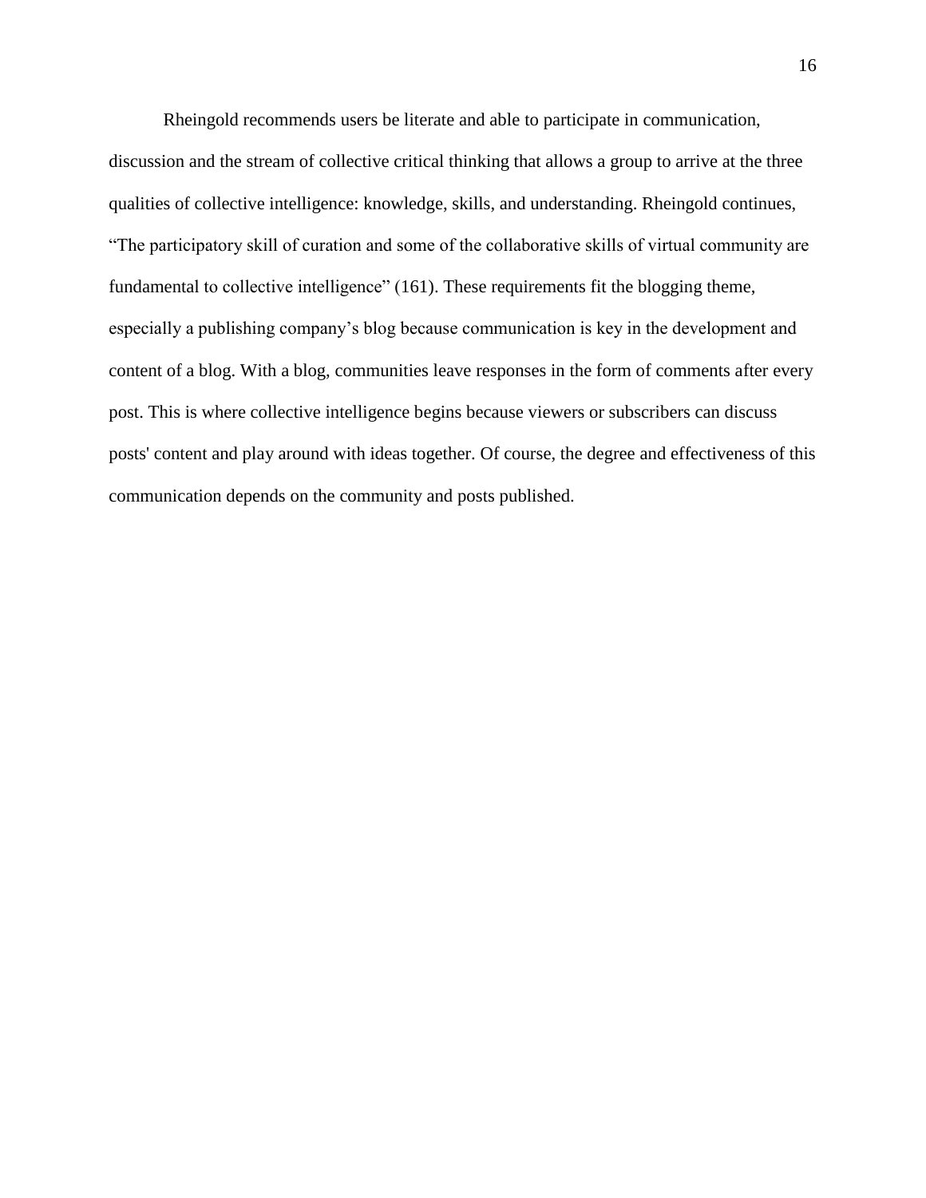Rheingold recommends users be literate and able to participate in communication, discussion and the stream of collective critical thinking that allows a group to arrive at the three qualities of collective intelligence: knowledge, skills, and understanding. Rheingold continues, “The participatory skill of curation and some of the collaborative skills of virtual community are fundamental to collective intelligence” (161). These requirements fit the blogging theme, especially a publishing company’s blog because communication is key in the development and content of a blog. With a blog, communities leave responses in the form of comments after every post. This is where collective intelligence begins because viewers or subscribers can discuss posts' content and play around with ideas together. Of course, the degree and effectiveness of this communication depends on the community and posts published.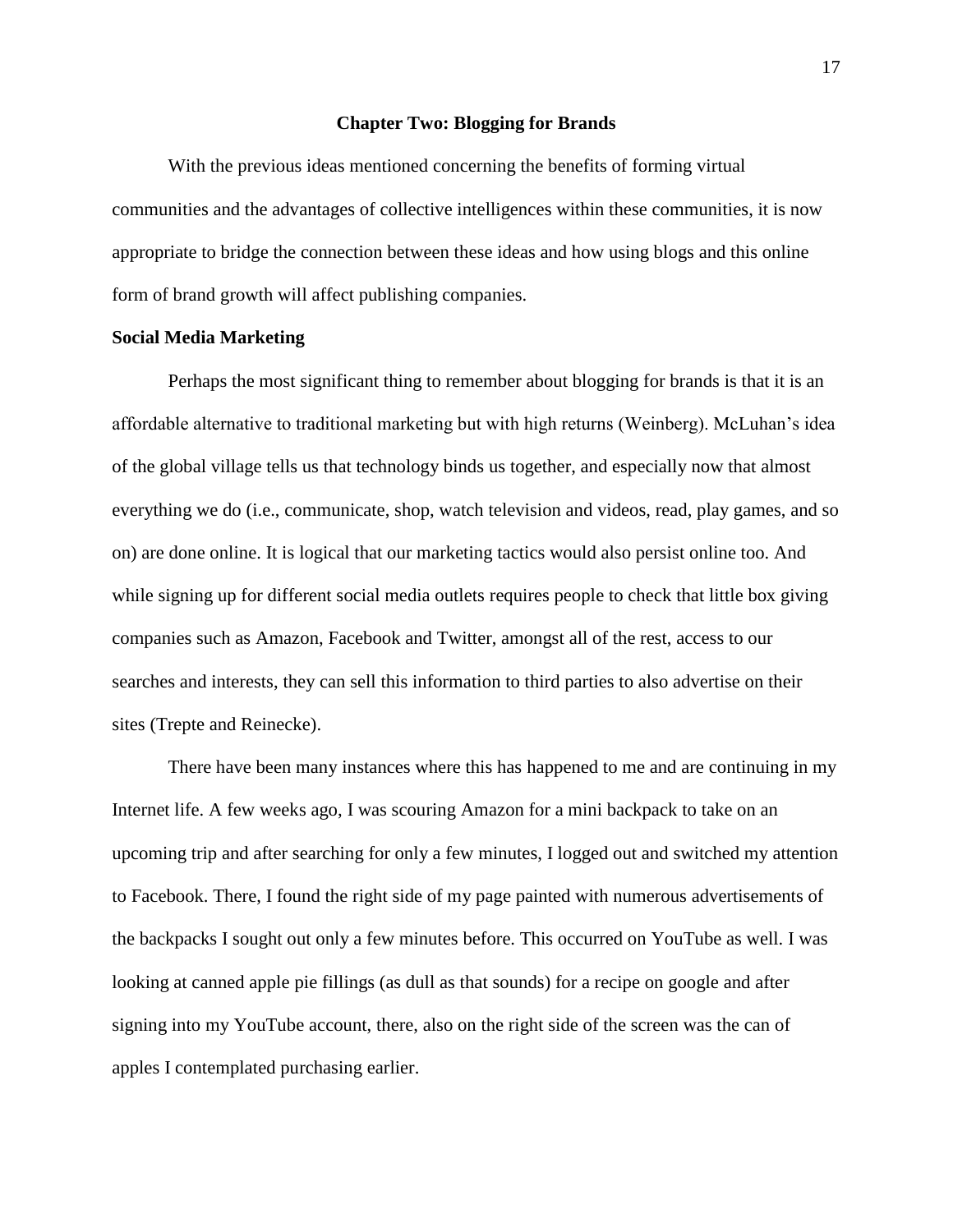## Chapter Two: Blogging for Brands

With the previous ideas mentioned concerning the benefits of forming virtual communities and the advantages of collective intelligences within these communities, it is now appropriate to bridge the connection between these ideas and how using blogs and this online form of brand growth will affect publishing companies.

### Social Media Marketing

Perhaps the most significant thing to remember about blogging for brands is that it is an affordable alternative to traditional marketing but with high returns (Weinberg). McLuhan's idea of the global village tells us that technology binds us together, and especially now that almost everything we do (i.e., communicate, shop, watch television and videos, read, play games, and so on) are done online. It is logical that our marketing tactics would also persist online too. And while signing up for different social media outlets requires people to check that little box giving companies such as Amazon, Facebook and Twitter, amongst all of the rest, access to our searches and interests, they can sell this information to third parties to also advertise on their sites (Trepte and Reinecke).

There have been many instances where this has happened to me and are continuing in my Internet life. A few weeks ago, I was scouring Amazon for a mini backpack to take on an upcoming trip and after searching for only a few minutes, I logged out and switched my attention to Facebook. There, I found the right side of my page painted with numerous advertisements of the backpacks I sought out only a few minutes before. This occurred on YouTube as well. I was looking at canned apple pie fillings (as dull as that sounds) for a recipe on google and after signing into my YouTube account, there, also on the right side of the screen was the can of apples I contemplated purchasing earlier.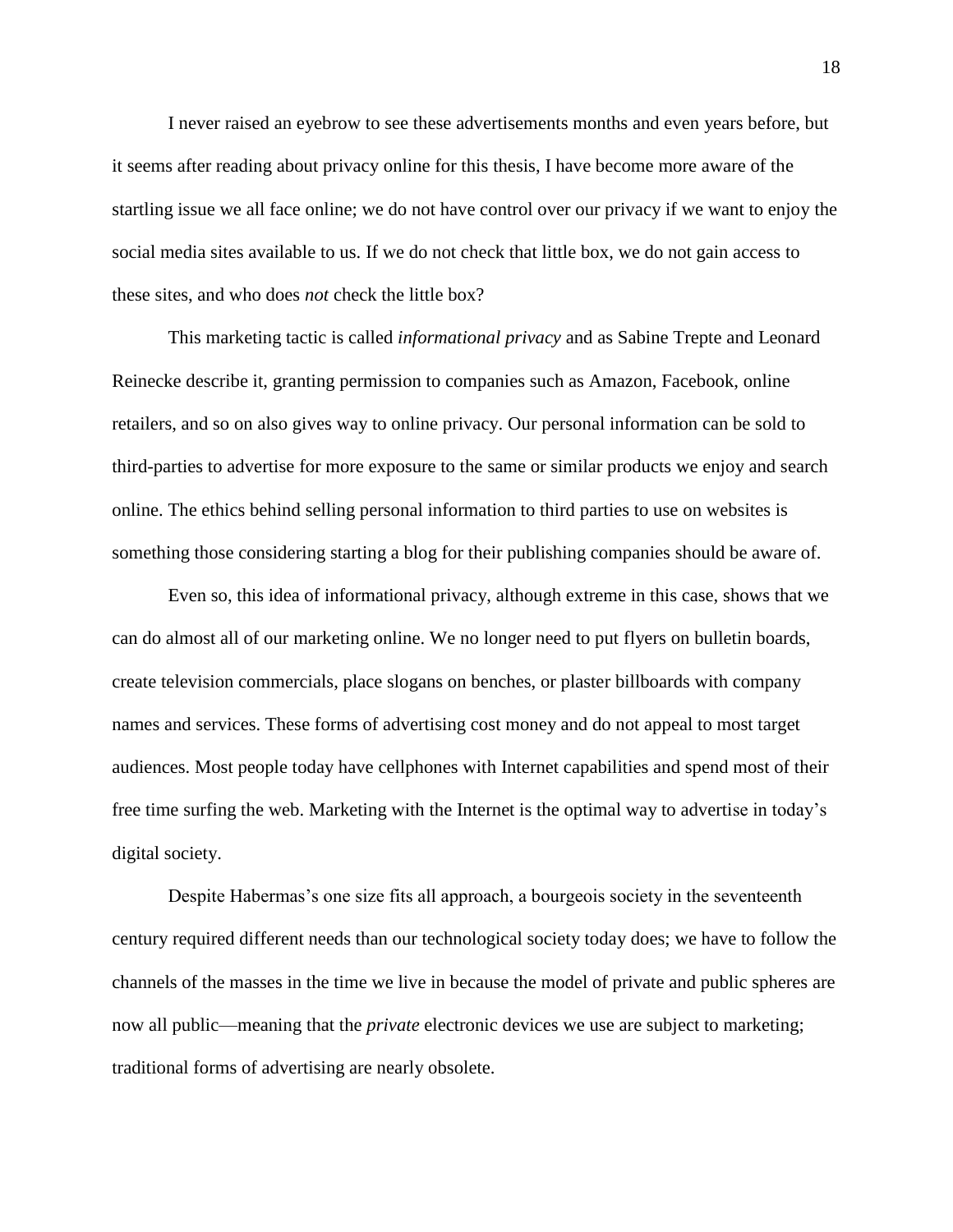I never raised an eyebrow to see these advertisements months and even years before, but it seems after reading about privacy online for this thesis, I have become more aware of the startling issue we all face online; we do not have control over our privacy if we want to enjoy the social media sites available to us. If we do not check that little box, we do not gain access to these sites, and who does *not* check the little box?

This marketing tactic is called *informational privacy* and as Sabine Trepte and Leonard Reinecke describe it, granting permission to companies such as Amazon, Facebook, online retailers, and so on also gives way to online privacy. Our personal information can be sold to third-parties to advertise for more exposure to the same or similar products we enjoy and search online. The ethics behind selling personal information to third parties to use on websites is something those considering starting a blog for their publishing companies should be aware of.

Even so, this idea of informational privacy, although extreme in this case, shows that we can do almost all of our marketing online. We no longer need to put flyers on bulletin boards, create television commercials, place slogans on benches, or plaster billboards with company names and services. These forms of advertising cost money and do not appeal to most target audiences. Most people today have cellphones with Internet capabilities and spend most of their free time surfing the web. Marketing with the Internet is the optimal way to advertise in today's digital society.

Despite Habermas's one size fits all approach, a bourgeois society in the seventeenth century required different needs than our technological society today does; we have to follow the channels of the masses in the time we live in because the model of private and public spheres are now all public—meaning that the *private* electronic devices we use are subject to marketing; traditional forms of advertising are nearly obsolete.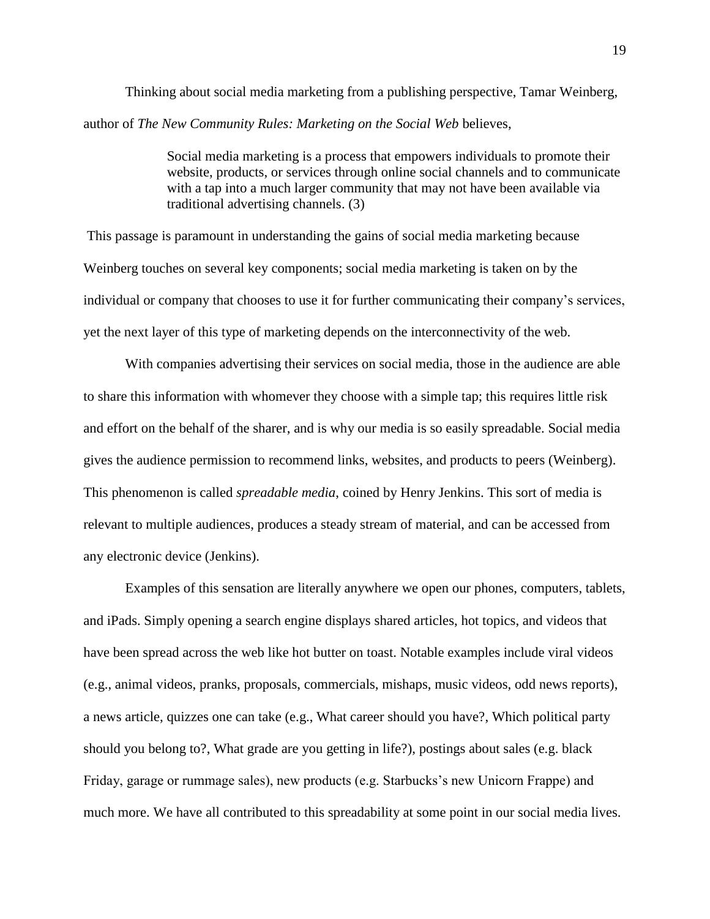Thinking about social media marketing from a publishing perspective, Tamar Weinberg, author of *The New Community Rules: Marketing on the Social Web* believes,

> Social media marketing is a process that empowers individuals to promote their website, products, or services through online social channels and to communicate with a tap into a much larger community that may not have been available via traditional advertising channels. (3)

This passage is paramount in understanding the gains of social media marketing because Weinberg touches on several key components; social media marketing is taken on by the individual or company that chooses to use it for further communicating their company's services, yet the next layer of this type of marketing depends on the interconnectivity of the web.

With companies advertising their services on social media, those in the audience are able to share this information with whomever they choose with a simple tap; this requires little risk and effort on the behalf of the sharer, and is why our media is so easily spreadable. Social media gives the audience permission to recommend links, websites, and products to peers (Weinberg). This phenomenon is called *spreadable media*, coined by Henry Jenkins. This sort of media is relevant to multiple audiences, produces a steady stream of material, and can be accessed from any electronic device (Jenkins).

Examples of this sensation are literally anywhere we open our phones, computers, tablets, and iPads. Simply opening a search engine displays shared articles, hot topics, and videos that have been spread across the web like hot butter on toast. Notable examples include viral videos (e.g., animal videos, pranks, proposals, commercials, mishaps, music videos, odd news reports), a news article, quizzes one can take (e.g., What career should you have?, Which political party should you belong to?, What grade are you getting in life?), postings about sales (e.g. black Friday, garage or rummage sales), new products (e.g. Starbucks's new Unicorn Frappe) and much more. We have all contributed to this spreadability at some point in our social media lives.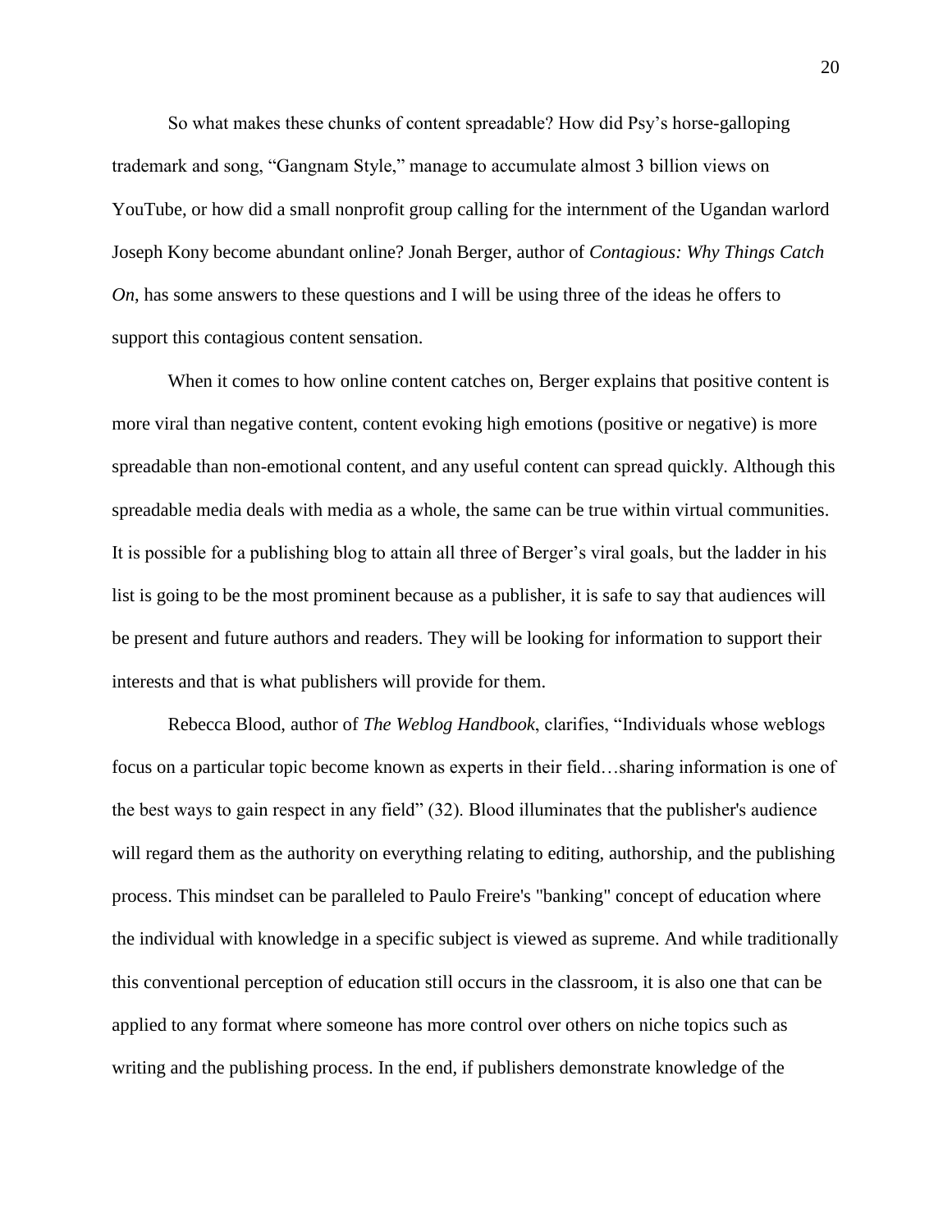So what makes these chunks of content spreadable? How did Psy's horse-galloping trademark and song, "Gangnam Style," manage to accumulate almost 3 billion views on YouTube, or how did a small nonprofit group calling for the internment of the Ugandan warlord Joseph Kony become abundant online? Jonah Berger, author of *Contagious: Why Things Catch On*, has some answers to these questions and I will be using three of the ideas he offers to support this contagious content sensation.

When it comes to how online content catches on, Berger explains that positive content is more viral than negative content, content evoking high emotions (positive or negative) is more spreadable than non-emotional content, and any useful content can spread quickly. Although this spreadable media deals with media as a whole, the same can be true within virtual communities. It is possible for a publishing blog to attain all three of Berger's viral goals, but the ladder in his list is going to be the most prominent because as a publisher, it is safe to say that audiences will be present and future authors and readers. They will be looking for information to support their interests and that is what publishers will provide for them.

Rebecca Blood, author of *The Weblog Handbook*, clarifies, "Individuals whose weblogs focus on a particular topic become known as experts in their field…sharing information is one of the best ways to gain respect in any field" (32). Blood illuminates that the publisher's audience will regard them as the authority on everything relating to editing, authorship, and the publishing process. This mindset can be paralleled to Paulo Freire's "banking" concept of education where the individual with knowledge in a specific subject is viewed as supreme. And while traditionally this conventional perception of education still occurs in the classroom, it is also one that can be applied to any format where someone has more control over others on niche topics such as writing and the publishing process. In the end, if publishers demonstrate knowledge of the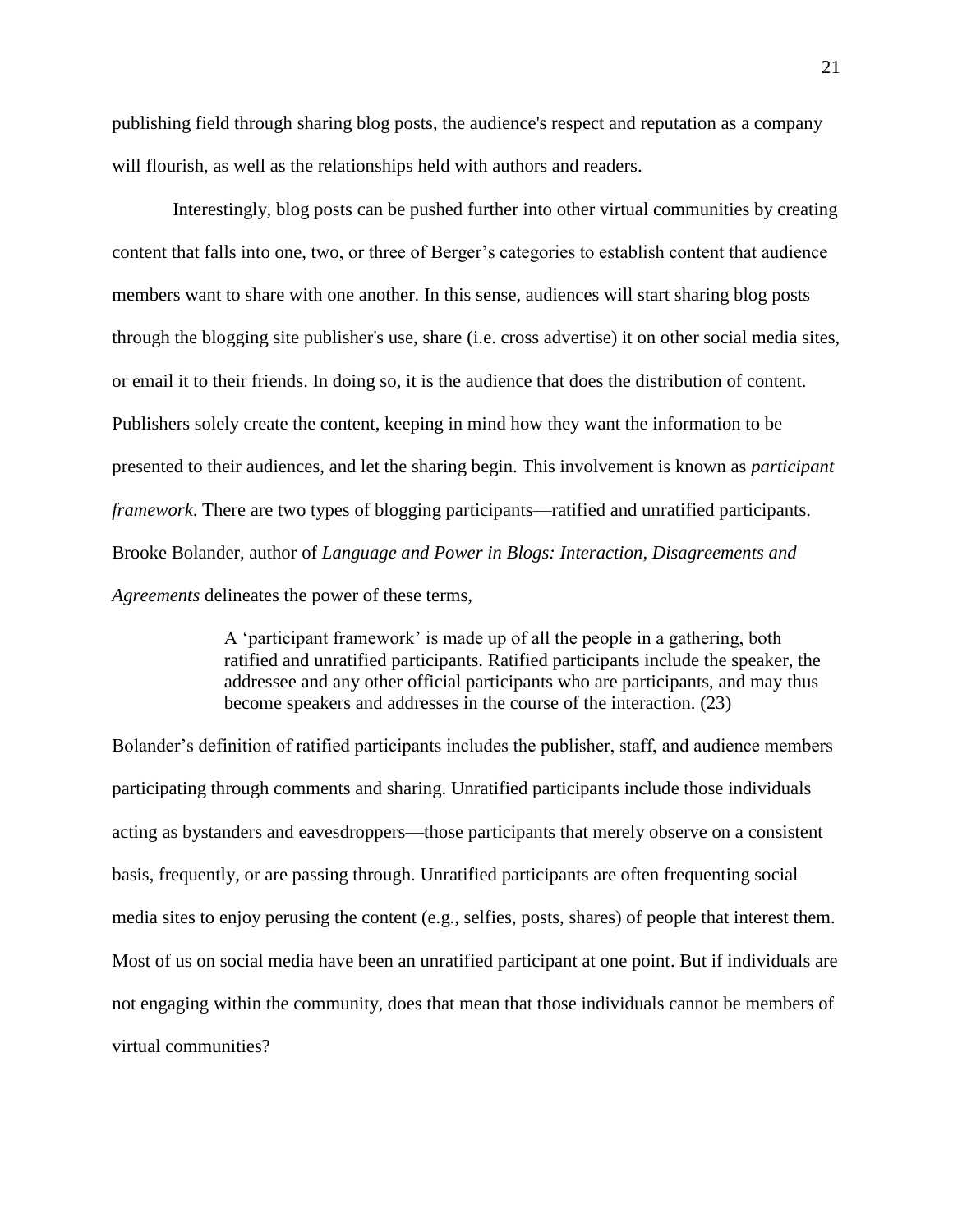publishing field through sharing blog posts, the audience's respect and reputation as a company will flourish, as well as the relationships held with authors and readers.

Interestingly, blog posts can be pushed further into other virtual communities by creating content that falls into one, two, or three of Berger's categories to establish content that audience members want to share with one another. In this sense, audiences will start sharing blog posts through the blogging site publisher's use, share (i.e. cross advertise) it on other social media sites, or email it to their friends. In doing so, it is the audience that does the distribution of content. Publishers solely create the content, keeping in mind how they want the information to be presented to their audiences, and let the sharing begin. This involvement is known as *participant framework*. There are two types of blogging participants—ratified and unratified participants. Brooke Bolander, author of *Language and Power in Blogs: Interaction, Disagreements and Agreements* delineates the power of these terms,

> A 'participant framework' is made up of all the people in a gathering, both ratified and unratified participants. Ratified participants include the speaker, the addressee and any other official participants who are participants, and may thus become speakers and addresses in the course of the interaction. (23)

Bolander's definition of ratified participants includes the publisher, staff, and audience members participating through comments and sharing. Unratified participants include those individuals acting as bystanders and eavesdroppers—those participants that merely observe on a consistent basis, frequently, or are passing through. Unratified participants are often frequenting social media sites to enjoy perusing the content (e.g., selfies, posts, shares) of people that interest them. Most of us on social media have been an unratified participant at one point. But if individuals are not engaging within the community, does that mean that those individuals cannot be members of virtual communities?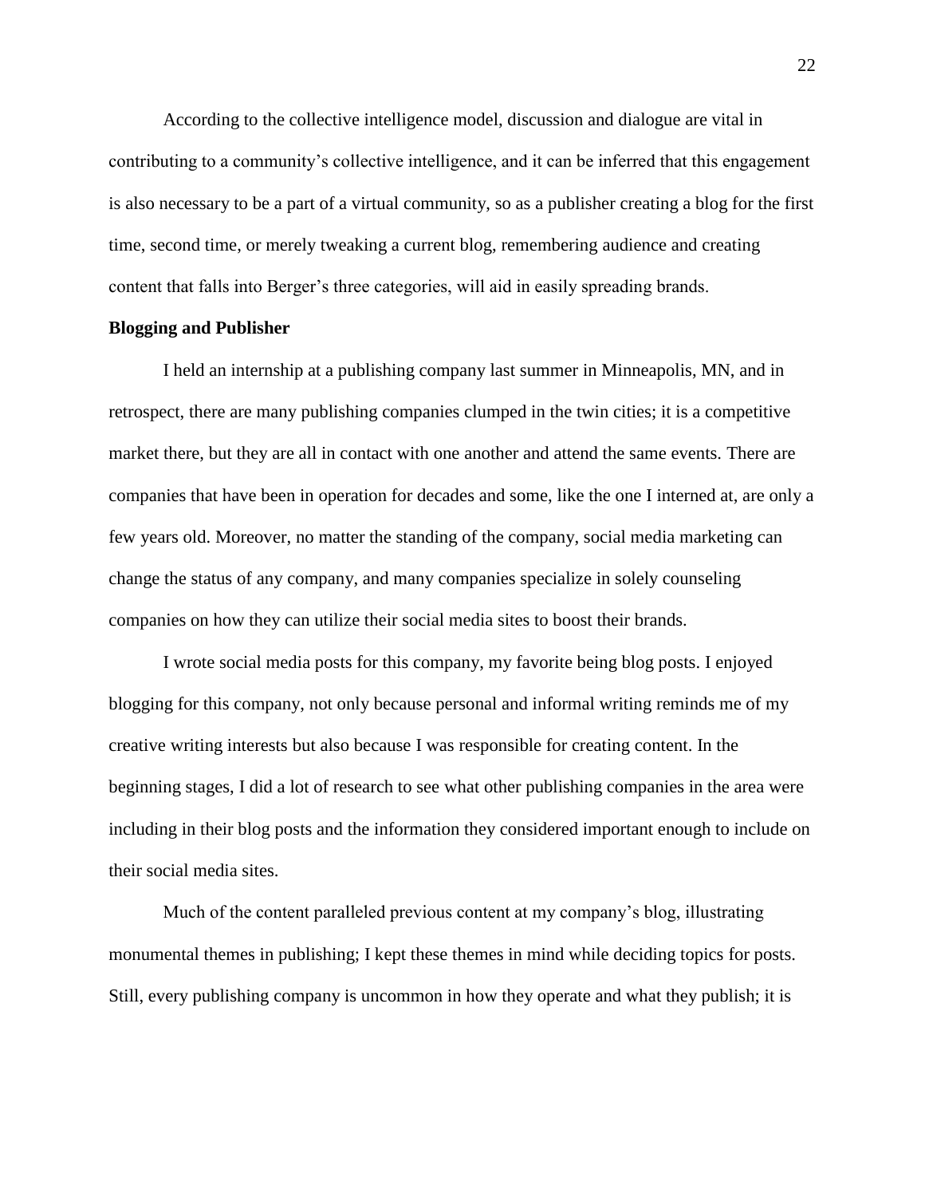According to the collective intelligence model, discussion and dialogue are vital in contributing to a community's collective intelligence, and it can be inferred that this engagement is also necessary to be a part of a virtual community, so as a publisher creating a blog for the first time, second time, or merely tweaking a current blog, remembering audience and creating content that falls into Berger's three categories, will aid in easily spreading brands.

**Blogging and Publisher**

I held an internship at a publishing company last summer in Minneapolis, MN, and in retrospect, there are many publishing companies clumped in the twin cities; it is a competitive market there, but they are all in contact with one another and attend the same events. There are companies that have been in operation for decades and some, like the one I interned at, are only a few years old. Moreover, no matter the standing of the company, social media marketing can change the status of any company, and many companies specialize in solely counseling companies on how they can utilize their social media sites to boost their brands.

I wrote social media posts for this company, my favorite being blog posts. I enjoyed blogging for this company, not only because personal and informal writing reminds me of my creative writing interests but also because I was responsible for creating content. In the beginning stages, I did a lot of research to see what other publishing companies in the area were including in their blog posts and the information they considered important enough to include on their social media sites.

Much of the content paralleled previous content at my company's blog, illustrating monumental themes in publishing; I kept these themes in mind while deciding topics for posts. Still, every publishing company is uncommon in how they operate and what they publish; it is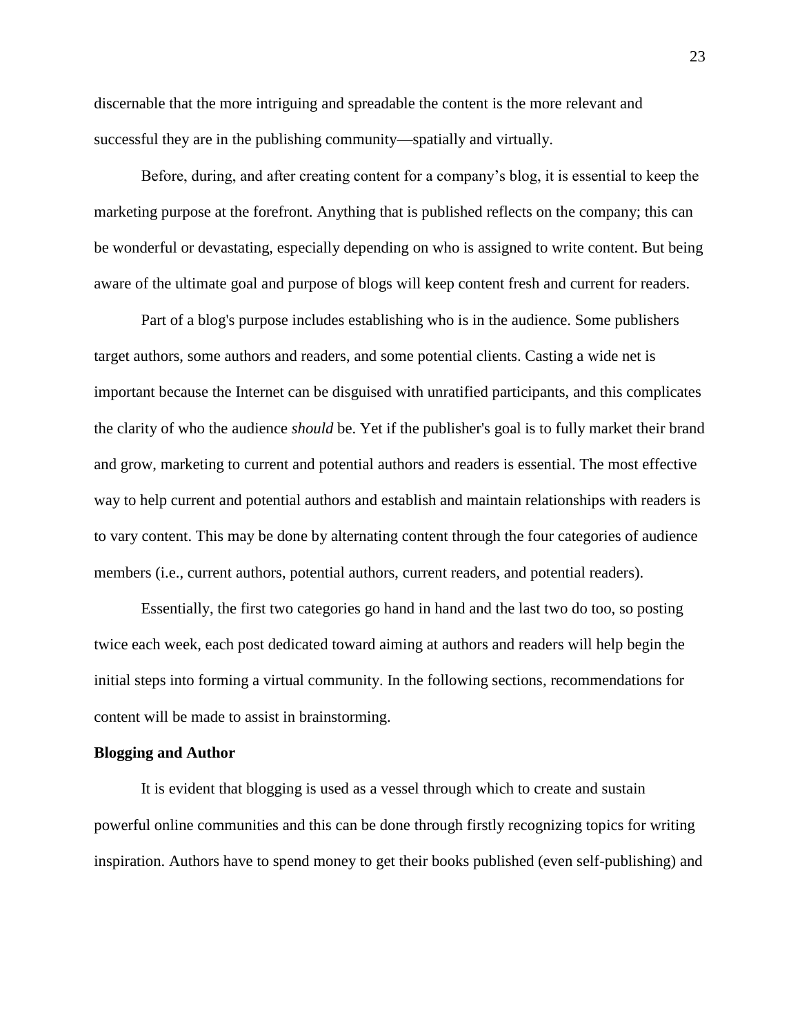discernable that the more intriguing and spreadable the content is the more relevant and successful they are in the publishing community—spatially and virtually.

Before, during, and after creating content for a company's blog, it is essential to keep the marketing purpose at the forefront. Anything that is published reflects on the company; this can be wonderful or devastating, especially depending on who is assigned to write content. But being aware of the ultimate goal and purpose of blogs will keep content fresh and current for readers.

Part of a blog's purpose includes establishing who is in the audience. Some publishers target authors, some authors and readers, and some potential clients. Casting a wide net is important because the Internet can be disguised with unratified participants, and this complicates the clarity of who the audience *should* be. Yet if the publisher's goal is to fully market their brand and grow, marketing to current and potential authors and readers is essential. The most effective way to help current and potential authors and establish and maintain relationships with readers is to vary content. This may be done by alternating content through the four categories of audience members (i.e., current authors, potential authors, current readers, and potential readers).

Essentially, the first two categories go hand in hand and the last two do too, so posting twice each week, each post dedicated toward aiming at authors and readers will help begin the initial steps into forming a virtual community. In the following sections, recommendations for content will be made to assist in brainstorming.

**Blogging and Author**

It is evident that blogging is used as a vessel through which to create and sustain powerful online communities and this can be done through firstly recognizing topics for writing inspiration. Authors have to spend money to get their books published (even self-publishing) and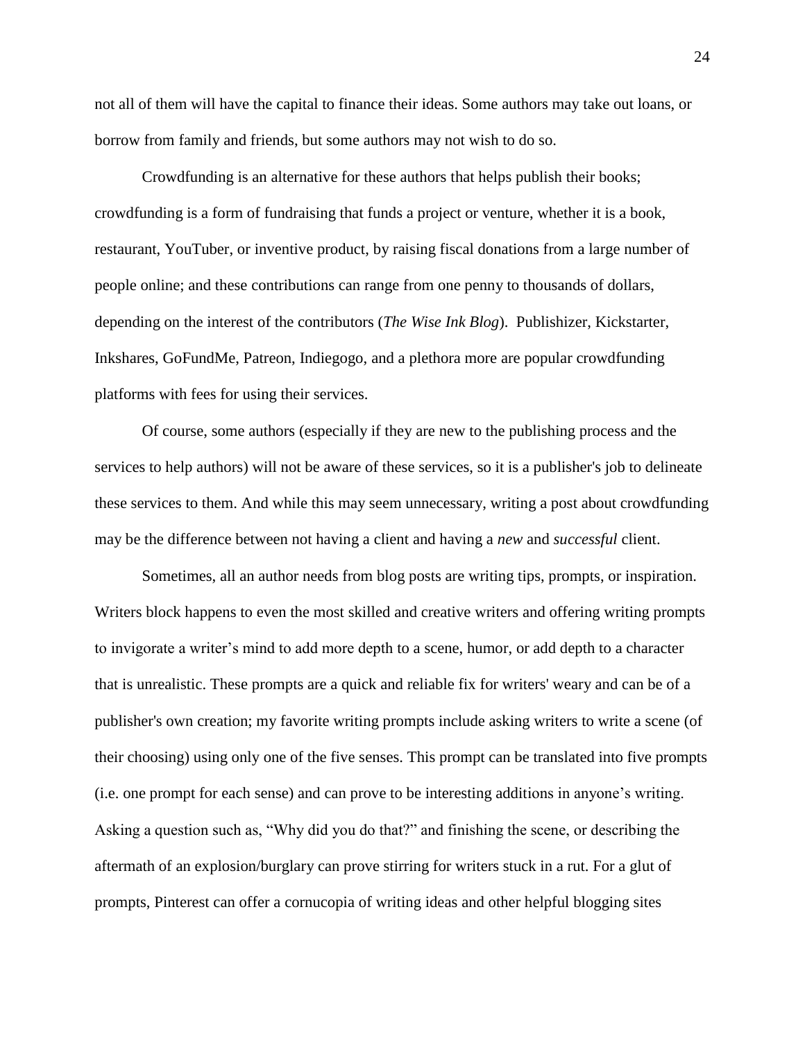not all of them will have the capital to finance their ideas. Some authors may take out loans, or borrow from family and friends, but some authors may not wish to do so.

Crowdfunding is an alternative for these authors that helps publish their books; crowdfunding is a form of fundraising that funds a project or venture, whether it is a book, restaurant, YouTuber, or inventive product, by raising fiscal donations from a large number of people online; and these contributions can range from one penny to thousands of dollars, depending on the interest of the contributors (*The Wise Ink Blog*). Publishizer, Kickstarter, Inkshares, GoFundMe, Patreon, Indiegogo, and a plethora more are popular crowdfunding platforms with fees for using their services.

Of course, some authors (especially if they are new to the publishing process and the services to help authors) will not be aware of these services, so it is a publisher's job to delineate these services to them. And while this may seem unnecessary, writing a post about crowdfunding may be the difference between not having a client and having a *new* and *successful* client.

Sometimes, all an author needs from blog posts are writing tips, prompts, or inspiration. Writers block happens to even the most skilled and creative writers and offering writing prompts to invigorate a writer's mind to add more depth to a scene, humor, or add depth to a character that is unrealistic. These prompts are a quick and reliable fix for writers' weary and can be of a publisher's own creation; my favorite writing prompts include asking writers to write a scene (of their choosing) using only one of the five senses. This prompt can be translated into five prompts (i.e. one prompt for each sense) and can prove to be interesting additions in anyone's writing. Asking a question such as, "Why did you do that?" and finishing the scene, or describing the aftermath of an explosion/burglary can prove stirring for writers stuck in a rut. For a glut of prompts, Pinterest can offer a cornucopia of writing ideas and other helpful blogging sites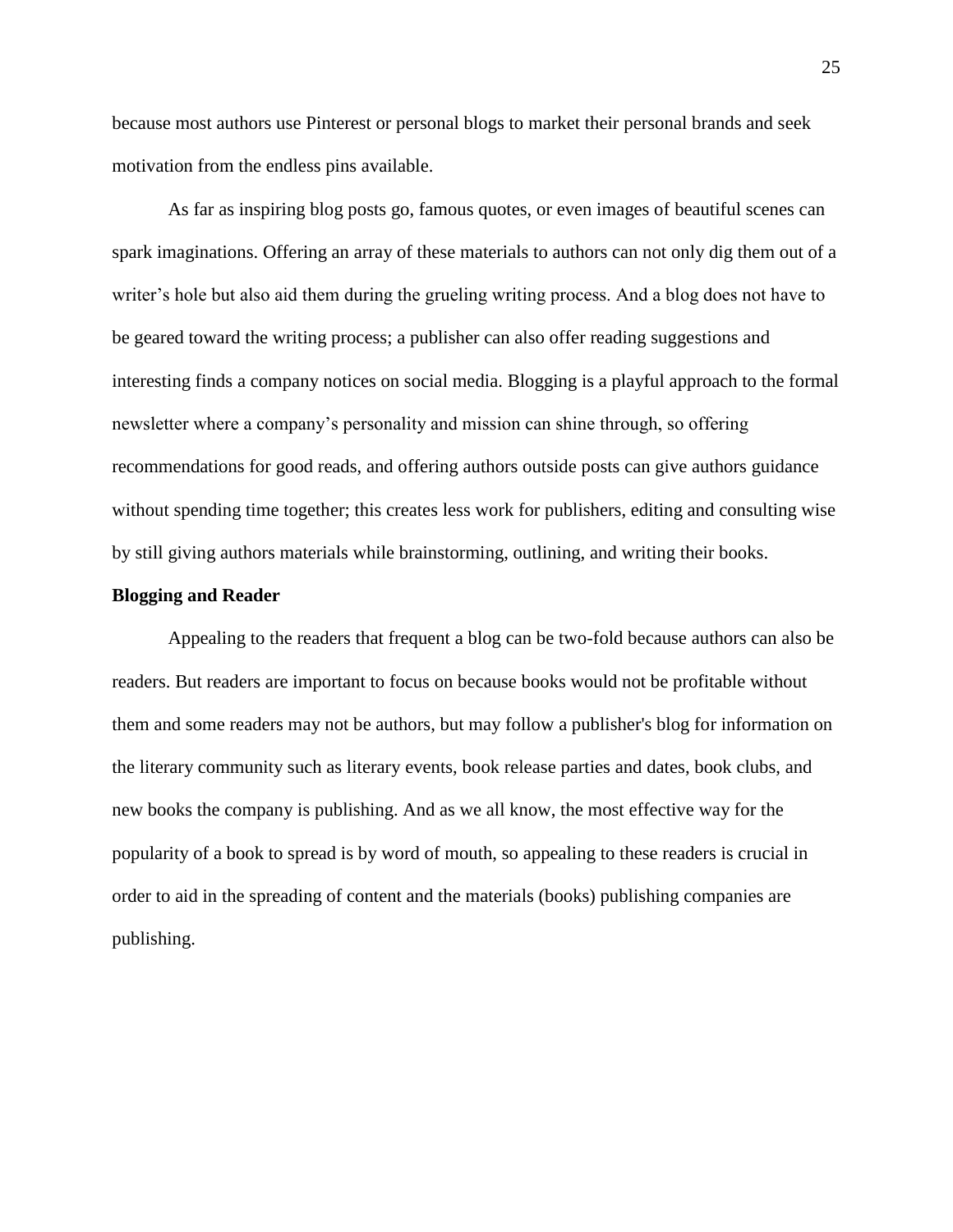because most authors use Pinterest or personal blogs to market their personal brands and seek motivation from the endless pins available.

As far as inspiring blog posts go, famous quotes, or even images of beautiful scenes can spark imaginations. Offering an array of these materials to authors can not only dig them out of a writer's hole but also aid them during the grueling writing process. And a blog does not have to be geared toward the writing process; a publisher can also offer reading suggestions and interesting finds a company notices on social media. Blogging is a playful approach to the formal newsletter where a company's personality and mission can shine through, so offering recommendations for good reads, and offering authors outside posts can give authors guidance without spending time together; this creates less work for publishers, editing and consulting wise by still giving authors materials while brainstorming, outlining, and writing their books.

**Blogging and Reader**

Appealing to the readers that frequent a blog can be two-fold because authors can also be readers. But readers are important to focus on because books would not be profitable without them and some readers may not be authors, but may follow a publisher's blog for information on the literary community such as literary events, book release parties and dates, book clubs, and new books the company is publishing. And as we all know, the most effective way for the popularity of a book to spread is by word of mouth, so appealing to these readers is crucial in order to aid in the spreading of content and the materials (books) publishing companies are publishing.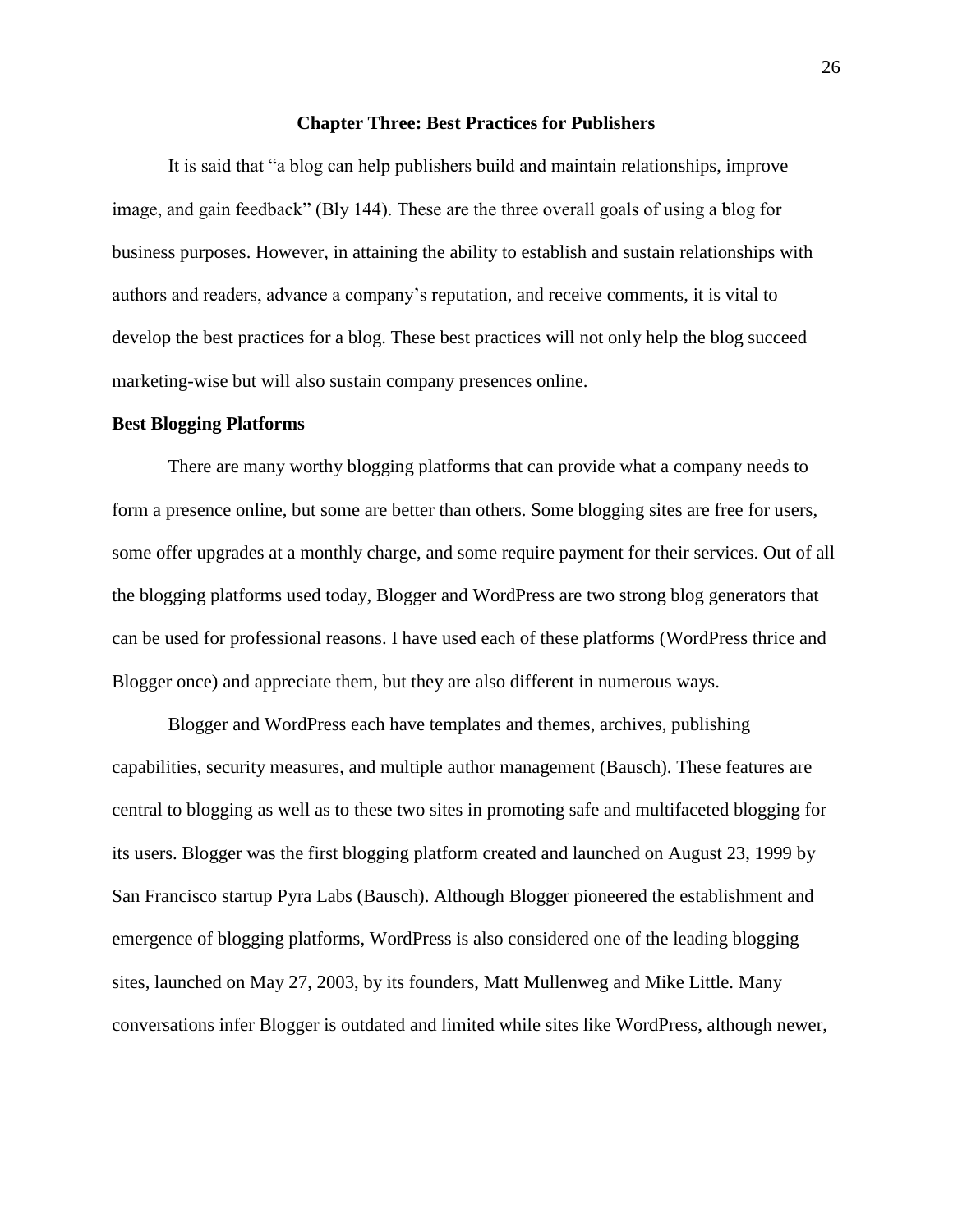# Chapter Three: Best Practices for Publishers

It is said that "a blog can help publishers build and maintain relationships, improve image, and gain feedback" (Bly 144). These are the three overall goals of using a blog for business purposes. However, in attaining the ability to establish and sustain relationships with authors and readers, advance a company's reputation, and receive comments, it is vital to develop the best practices for a blog. These best practices will not only help the blog succeed marketing-wise but will also sustain company presences online.

## Best Blogging Platforms

There are many worthy blogging platforms that can provide what a company needs to form a presence online, but some are better than others. Some blogging sites are free for users, some offer upgrades at a monthly charge, and some require payment for their services. Out of all the blogging platforms used today, Blogger and WordPress are two strong blog generators that can be used for professional reasons. I have used each of these platforms (WordPress thrice and Blogger once) and appreciate them, but they are also different in numerous ways.

Blogger and WordPress each have templates and themes, archives, publishing capabilities, security measures, and multiple author management (Bausch). These features are central to blogging as well as to these two sites in promoting safe and multifaceted blogging for its users. Blogger was the first blogging platform created and launched on August 23, 1999 by San Francisco startup Pyra Labs (Bausch). Although Blogger pioneered the establishment and emergence of blogging platforms, WordPress is also considered one of the leading blogging sites, launched on May 27, 2003, by its founders, Matt Mullenweg and Mike Little. Many conversations infer Blogger is outdated and limited while sites like WordPress, although newer,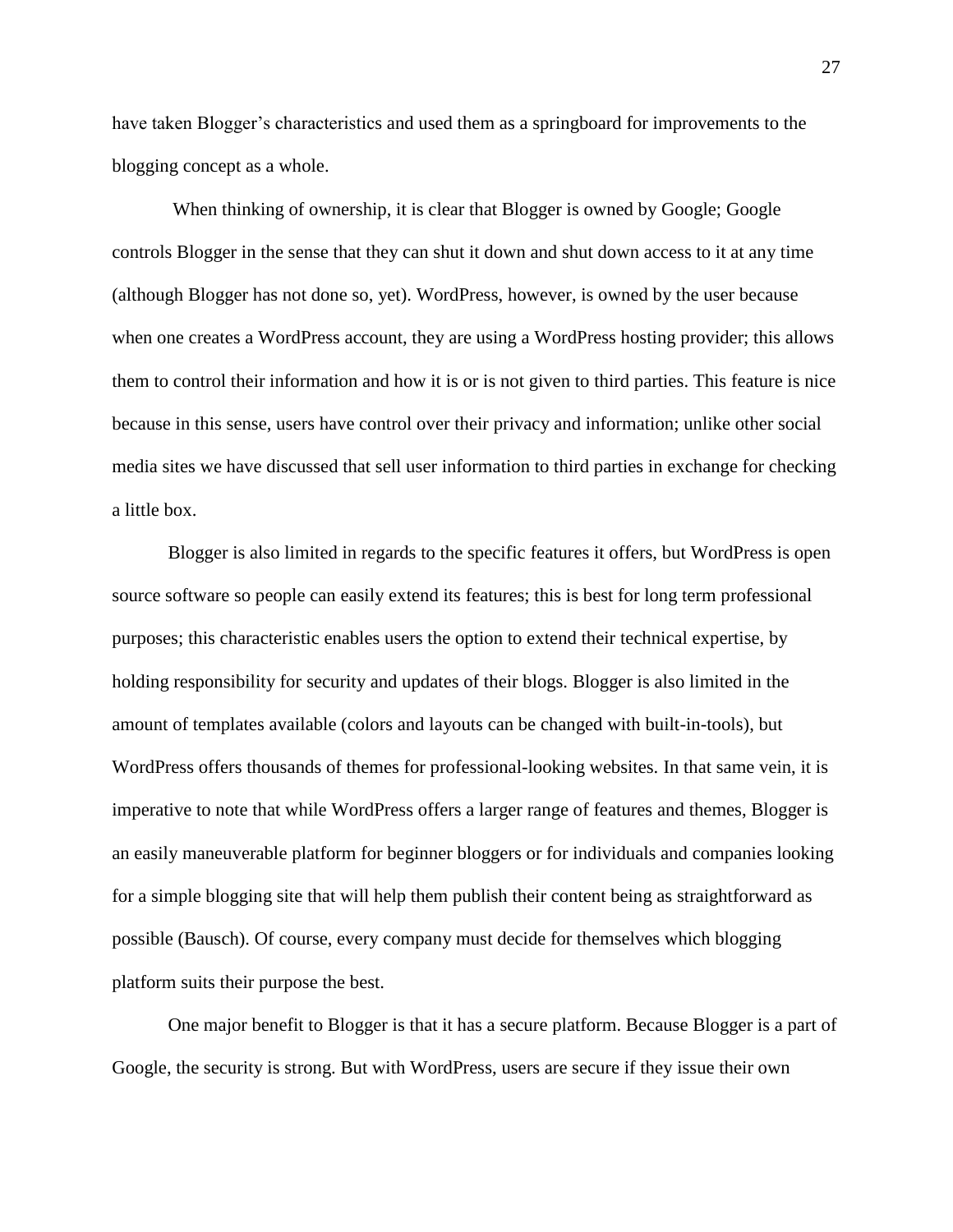have taken Blogger's characteristics and used them as a springboard for improvements to the blogging concept as a whole.

When thinking of ownership, it is clear that Blogger is owned by Google; Google controls Blogger in the sense that they can shut it down and shut down access to it at any time (although Blogger has not done so, yet). WordPress, however, is owned by the user because when one creates a WordPress account, they are using a WordPress hosting provider; this allows them to control their information and how it is or is not given to third parties. This feature is nice because in this sense, users have control over their privacy and information; unlike other social media sites we have discussed that sell user information to third parties in exchange for checking a little box.

Blogger is also limited in regards to the specific features it offers, but WordPress is open source software so people can easily extend its features; this is best for long term professional purposes; this characteristic enables users the option to extend their technical expertise, by holding responsibility for security and updates of their blogs. Blogger is also limited in the amount of templates available (colors and layouts can be changed with built-in-tools), but WordPress offers thousands of themes for professional-looking websites. In that same vein, it is imperative to note that while WordPress offers a larger range of features and themes, Blogger is an easily maneuverable platform for beginner bloggers or for individuals and companies looking for a simple blogging site that will help them publish their content being as straightforward as possible (Bausch). Of course, every company must decide for themselves which blogging platform suits their purpose the best.

One major benefit to Blogger is that it has a secure platform. Because Blogger is a part of Google, the security is strong. But with WordPress, users are secure if they issue their own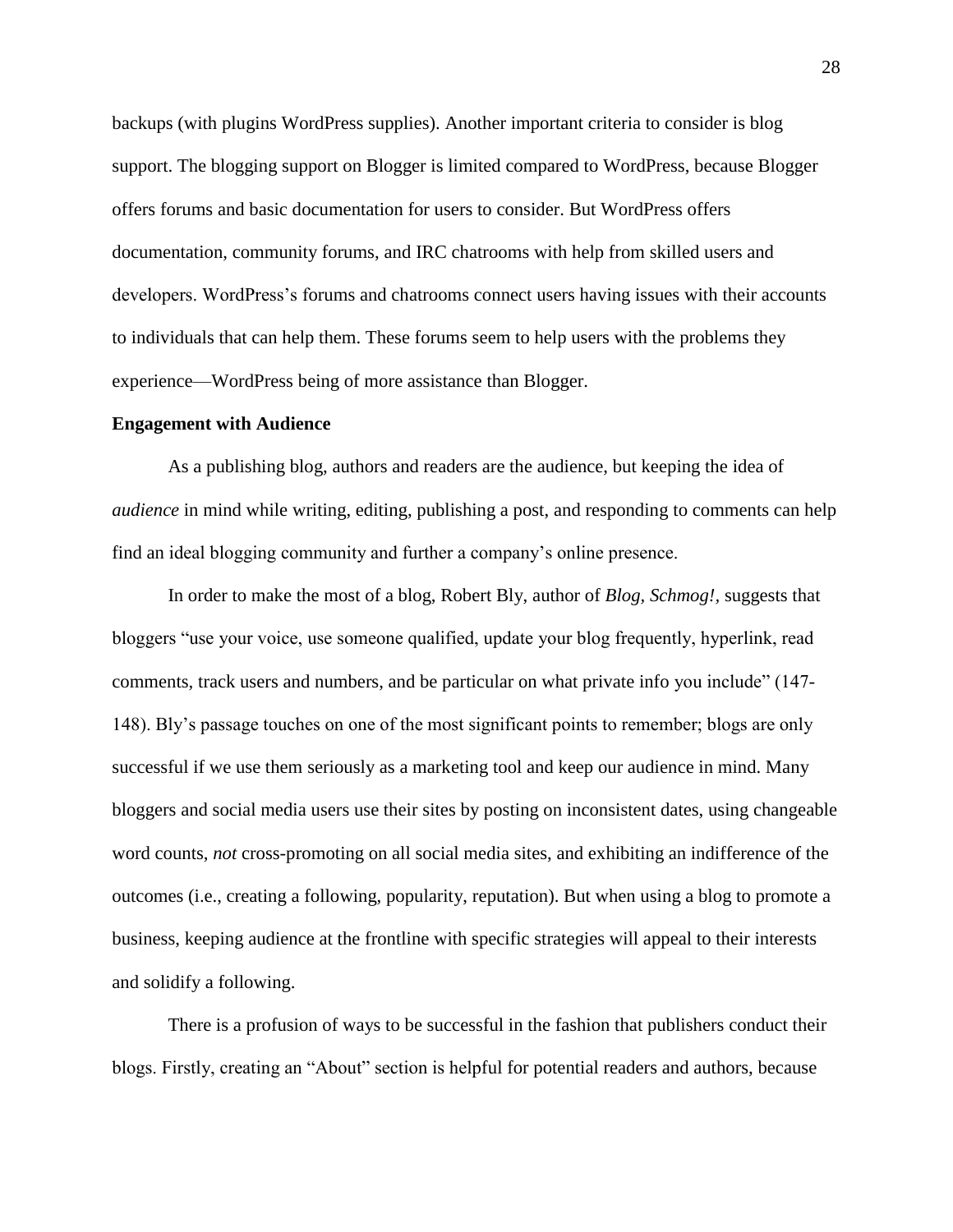backups (with plugins WordPress supplies). Another important criteria to consider is blog support. The blogging support on Blogger is limited compared to WordPress, because Blogger offers forums and basic documentation for users to consider. But WordPress offers documentation, community forums, and IRC chatrooms with help from skilled users and developers. WordPress's forums and chatrooms connect users having issues with their accounts to individuals that can help them. These forums seem to help users with the problems they experience—WordPress being of more assistance than Blogger.

**Engagement with Audience**

As a publishing blog, authors and readers are the audience, but keeping the idea of *audience* in mind while writing, editing, publishing a post, and responding to comments can help find an ideal blogging community and further a company's online presence.

In order to make the most of a blog, Robert Bly, author of *Blog, Schmog!*, suggests that bloggers "use your voice, use someone qualified, update your blog frequently, hyperlink, read comments, track users and numbers, and be particular on what private info you include" (147-148). Bly's passage touches on one of the most significant points to remember; blogs are only successful if we use them seriously as a marketing tool and keep our audience in mind. Many bloggers and social media users use their sites by posting on inconsistent dates, using changeable word counts, *not* cross-promoting on all social media sites, and exhibiting an indifference of the outcomes (i.e., creating a following, popularity, reputation). But when using a blog to promote a business, keeping audience at the frontline with specific strategies will appeal to their interests and solidify a following.

There is a profusion of ways to be successful in the fashion that publishers conduct their blogs. Firstly, creating an "About" section is helpful for potential readers and authors, because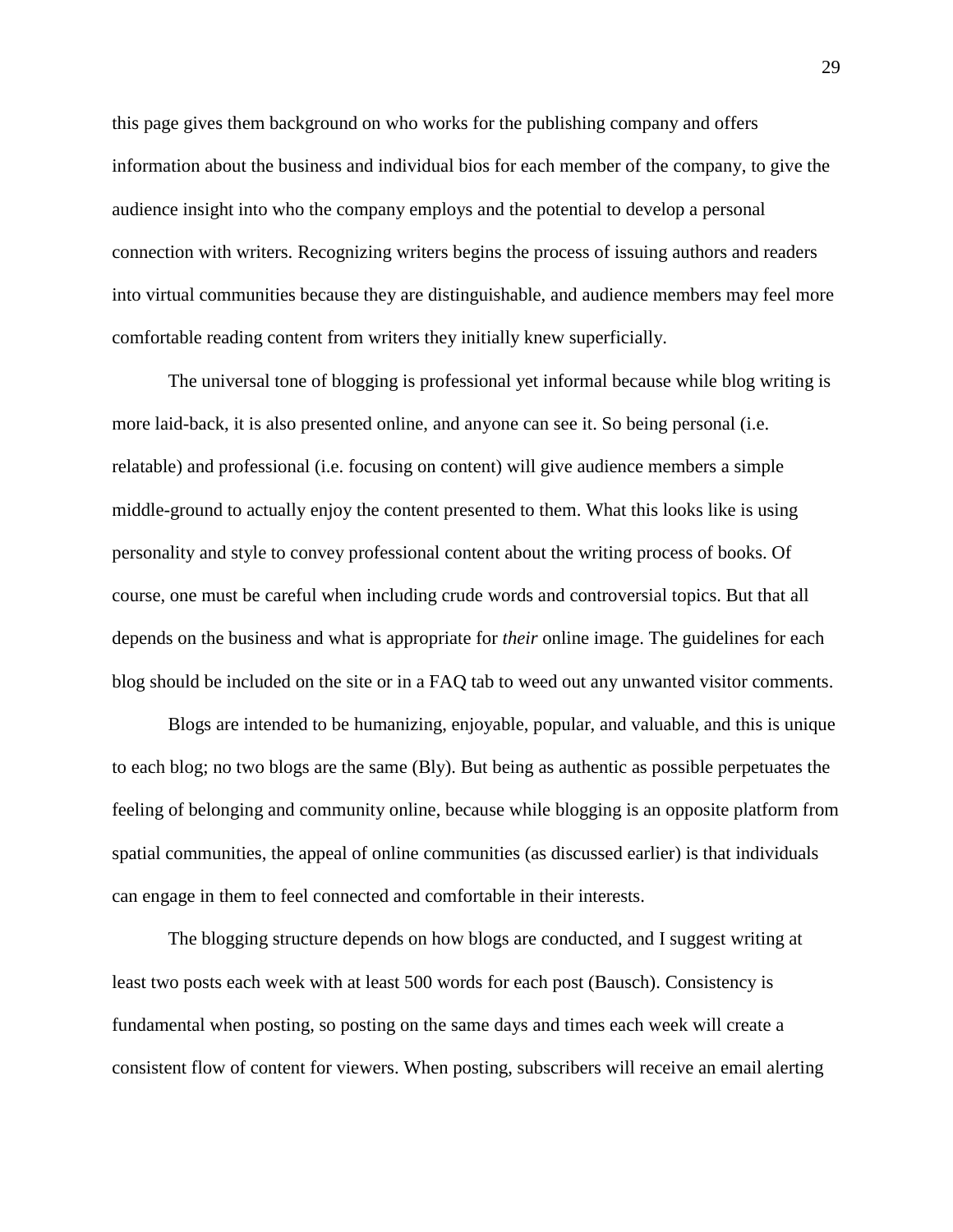this page gives them background on who works for the publishing company and offers information about the business and individual bios for each member of the company, to give the audience insight into who the company employs and the potential to develop a personal connection with writers. Recognizing writers begins the process of issuing authors and readers into virtual communities because they are distinguishable, and audience members may feel more comfortable reading content from writers they initially knew superficially.

The universal tone of blogging is professional yet informal because while blog writing is more laid-back, it is also presented online, and anyone can see it. So being personal (i.e. relatable) and professional (i.e. focusing on content) will give audience members a simple middle-ground to actually enjoy the content presented to them. What this looks like is using personality and style to convey professional content about the writing process of books. Of course, one must be careful when including crude words and controversial topics. But that all depends on the business and what is appropriate for *their* online image. The guidelines for each blog should be included on the site or in a FAQ tab to weed out any unwanted visitor comments.

Blogs are intended to be humanizing, enjoyable, popular, and valuable, and this is unique to each blog; no two blogs are the same (Bly). But being as authentic as possible perpetuates the feeling of belonging and community online, because while blogging is an opposite platform from spatial communities, the appeal of online communities (as discussed earlier) is that individuals can engage in them to feel connected and comfortable in their interests.

The blogging structure depends on how blogs are conducted, and I suggest writing at least two posts each week with at least 500 words for each post (Bausch). Consistency is fundamental when posting, so posting on the same days and times each week will create a consistent flow of content for viewers. When posting, subscribers will receive an email alerting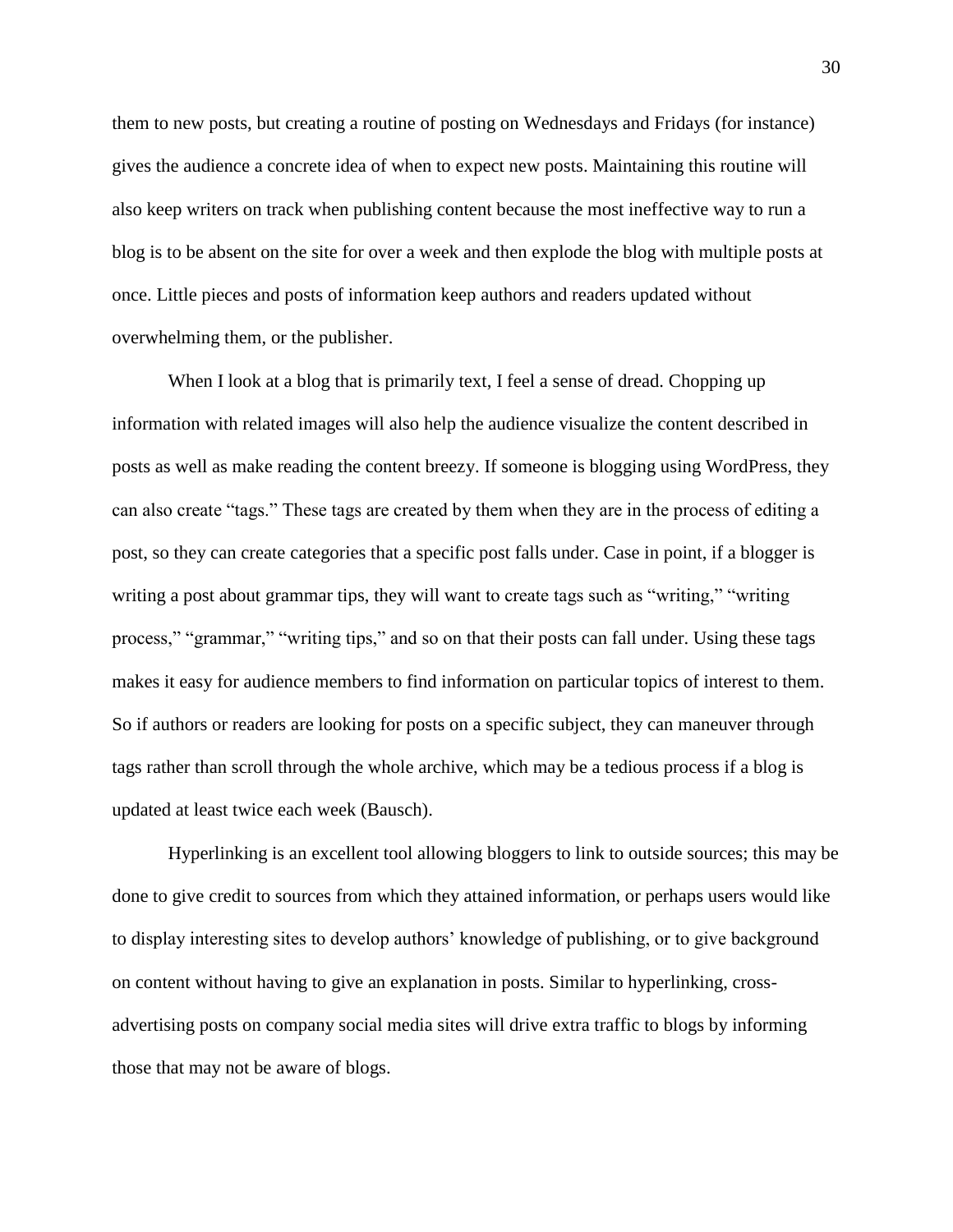them to new posts, but creating a routine of posting on Wednesdays and Fridays (for instance) gives the audience a concrete idea of when to expect new posts. Maintaining this routine will also keep writers on track when publishing content because the most ineffective way to run a blog is to be absent on the site for over a week and then explode the blog with multiple posts at once. Little pieces and posts of information keep authors and readers updated without overwhelming them, or the publisher.

When I look at a blog that is primarily text, I feel a sense of dread. Chopping up information with related images will also help the audience visualize the content described in posts as well as make reading the content breezy. If someone is blogging using WordPress, they can also create "tags." These tags are created by them when they are in the process of editing a post, so they can create categories that a specific post falls under. Case in point, if a blogger is writing a post about grammar tips, they will want to create tags such as "writing," "writing process," "grammar," "writing tips," and so on that their posts can fall under. Using these tags makes it easy for audience members to find information on particular topics of interest to them. So if authors or readers are looking for posts on a specific subject, they can maneuver through tags rather than scroll through the whole archive, which may be a tedious process if a blog is updated at least twice each week (Bausch).

Hyperlinking is an excellent tool allowing bloggers to link to outside sources; this may be done to give credit to sources from which they attained information, or perhaps users would like to display interesting sites to develop authors' knowledge of publishing, or to give background on content without having to give an explanation in posts. Similar to hyperlinking, cross-advertising posts on company social media sites will drive extra traffic to blogs by informing those that may not be aware of blogs.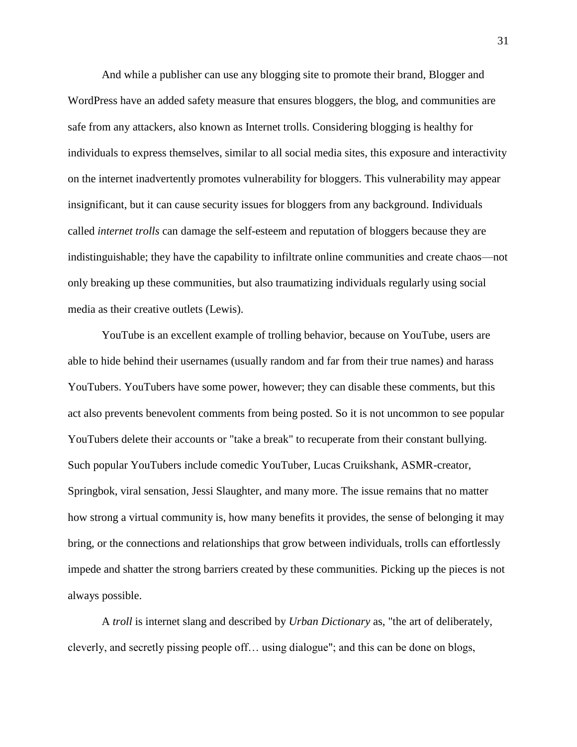And while a publisher can use any blogging site to promote their brand, Blogger and WordPress have an added safety measure that ensures bloggers, the blog, and communities are safe from any attackers, also known as Internet trolls. Considering blogging is healthy for individuals to express themselves, similar to all social media sites, this exposure and interactivity on the internet inadvertently promotes vulnerability for bloggers. This vulnerability may appear insignificant, but it can cause security issues for bloggers from any background. Individuals called *internet trolls* can damage the self-esteem and reputation of bloggers because they are indistinguishable; they have the capability to infiltrate online communities and create chaos—not only breaking up these communities, but also traumatizing individuals regularly using social media as their creative outlets (Lewis).

YouTube is an excellent example of trolling behavior, because on YouTube, users are able to hide behind their usernames (usually random and far from their true names) and harass YouTubers. YouTubers have some power, however; they can disable these comments, but this act also prevents benevolent comments from being posted. So it is not uncommon to see popular YouTubers delete their accounts or "take a break" to recuperate from their constant bullying. Such popular YouTubers include comedic YouTuber, Lucas Cruikshank, ASMR-creator, Springbok, viral sensation, Jessi Slaughter, and many more. The issue remains that no matter how strong a virtual community is, how many benefits it provides, the sense of belonging it may bring, or the connections and relationships that grow between individuals, trolls can effortlessly impede and shatter the strong barriers created by these communities. Picking up the pieces is not always possible.

A *troll* is internet slang and described by *Urban Dictionary* as, "the art of deliberately, cleverly, and secretly pissing people off… using dialogue"; and this can be done on blogs,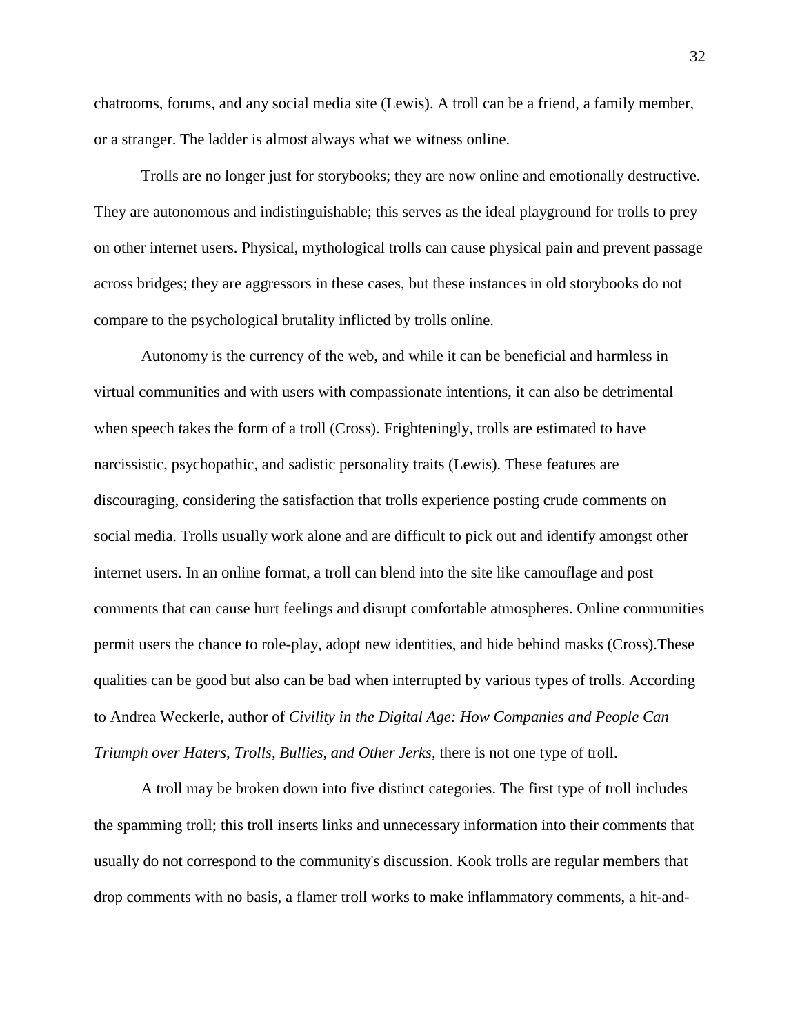chatrooms, forums, and any social media site (Lewis). A troll can be a friend, a family member, or a stranger. The ladder is almost always what we witness online.

Trolls are no longer just for storybooks; they are now online and emotionally destructive. They are autonomous and indistinguishable; this serves as the ideal playground for trolls to prey on other internet users. Physical, mythological trolls can cause physical pain and prevent passage across bridges; they are aggressors in these cases, but these instances in old storybooks do not compare to the psychological brutality inflicted by trolls online.

Autonomy is the currency of the web, and while it can be beneficial and harmless in virtual communities and with users with compassionate intentions, it can also be detrimental when speech takes the form of a troll (Cross). Frighteningly, trolls are estimated to have narcissistic, psychopathic, and sadistic personality traits (Lewis). These features are discouraging, considering the satisfaction that trolls experience posting crude comments on social media. Trolls usually work alone and are difficult to pick out and identify amongst other internet users. In an online format, a troll can blend into the site like camouflage and post comments that can cause hurt feelings and disrupt comfortable atmospheres. Online communities permit users the chance to role-play, adopt new identities, and hide behind masks (Cross).These qualities can be good but also can be bad when interrupted by various types of trolls. According to Andrea Weckerle, author of *Civility in the Digital Age: How Companies and People Can Triumph over Haters, Trolls, Bullies, and Other Jerks*, there is not one type of troll.

A troll may be broken down into five distinct categories. The first type of troll includes the spamming troll; this troll inserts links and unnecessary information into their comments that usually do not correspond to the community's discussion. Kook trolls are regular members that drop comments with no basis, a flamer troll works to make inflammatory comments, a hit-and-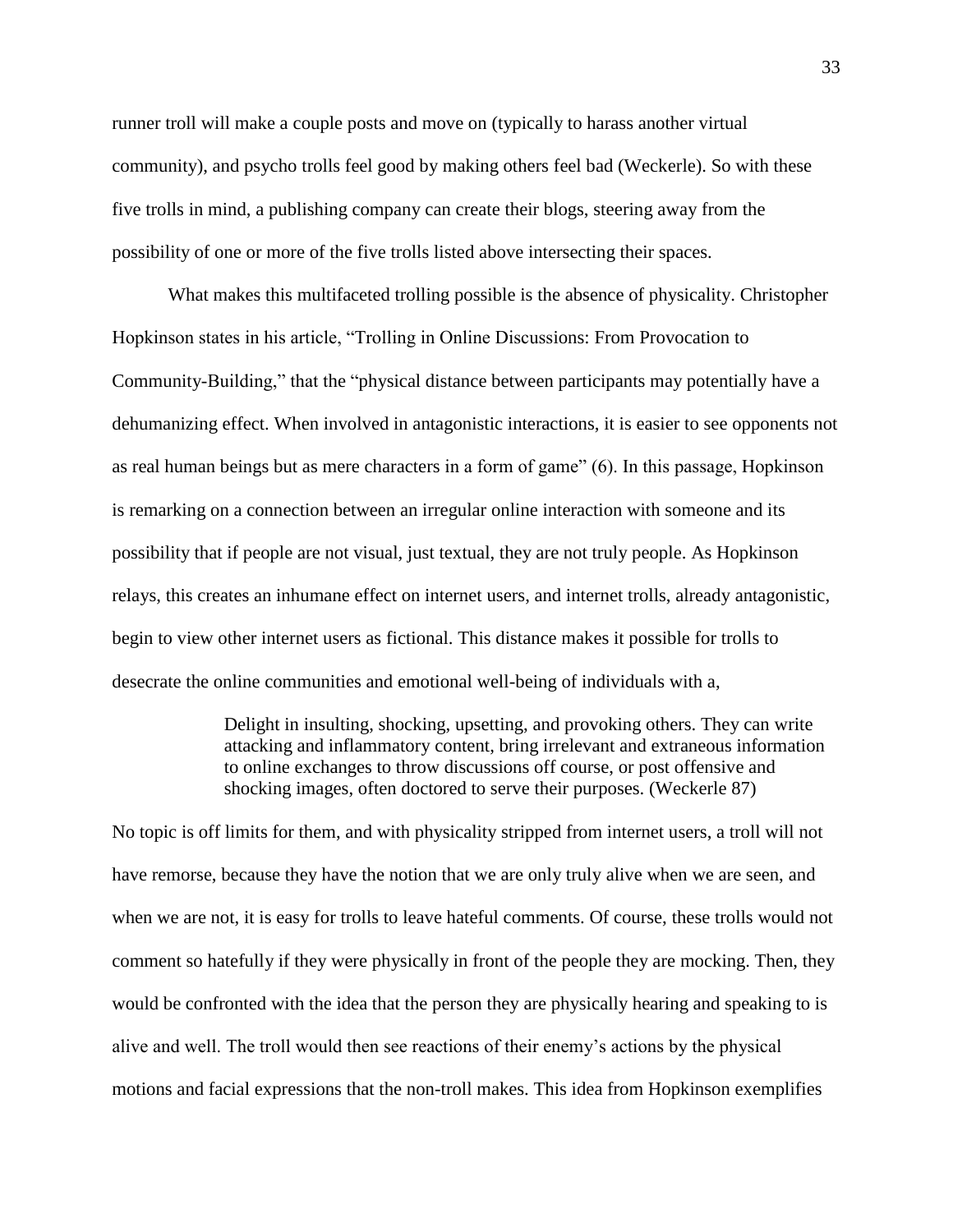runner troll will make a couple posts and move on (typically to harass another virtual community), and psycho trolls feel good by making others feel bad (Weckerle). So with these five trolls in mind, a publishing company can create their blogs, steering away from the possibility of one or more of the five trolls listed above intersecting their spaces.

What makes this multifaceted trolling possible is the absence of physicality. Christopher Hopkinson states in his article, "Trolling in Online Discussions: From Provocation to Community-Building," that the "physical distance between participants may potentially have a dehumanizing effect. When involved in antagonistic interactions, it is easier to see opponents not as real human beings but as mere characters in a form of game" (6). In this passage, Hopkinson is remarking on a connection between an irregular online interaction with someone and its possibility that if people are not visual, just textual, they are not truly people. As Hopkinson relays, this creates an inhumane effect on internet users, and internet trolls, already antagonistic, begin to view other internet users as fictional. This distance makes it possible for trolls to desecrate the online communities and emotional well-being of individuals with a,

> Delight in insulting, shocking, upsetting, and provoking others. They can write attacking and inflammatory content, bring irrelevant and extraneous information to online exchanges to throw discussions off course, or post offensive and shocking images, often doctored to serve their purposes. (Weckerle 87)

No topic is off limits for them, and with physicality stripped from internet users, a troll will not have remorse, because they have the notion that we are only truly alive when we are seen, and when we are not, it is easy for trolls to leave hateful comments. Of course, these trolls would not comment so hatefully if they were physically in front of the people they are mocking. Then, they would be confronted with the idea that the person they are physically hearing and speaking to is alive and well. The troll would then see reactions of their enemy's actions by the physical motions and facial expressions that the non-troll makes. This idea from Hopkinson exemplifies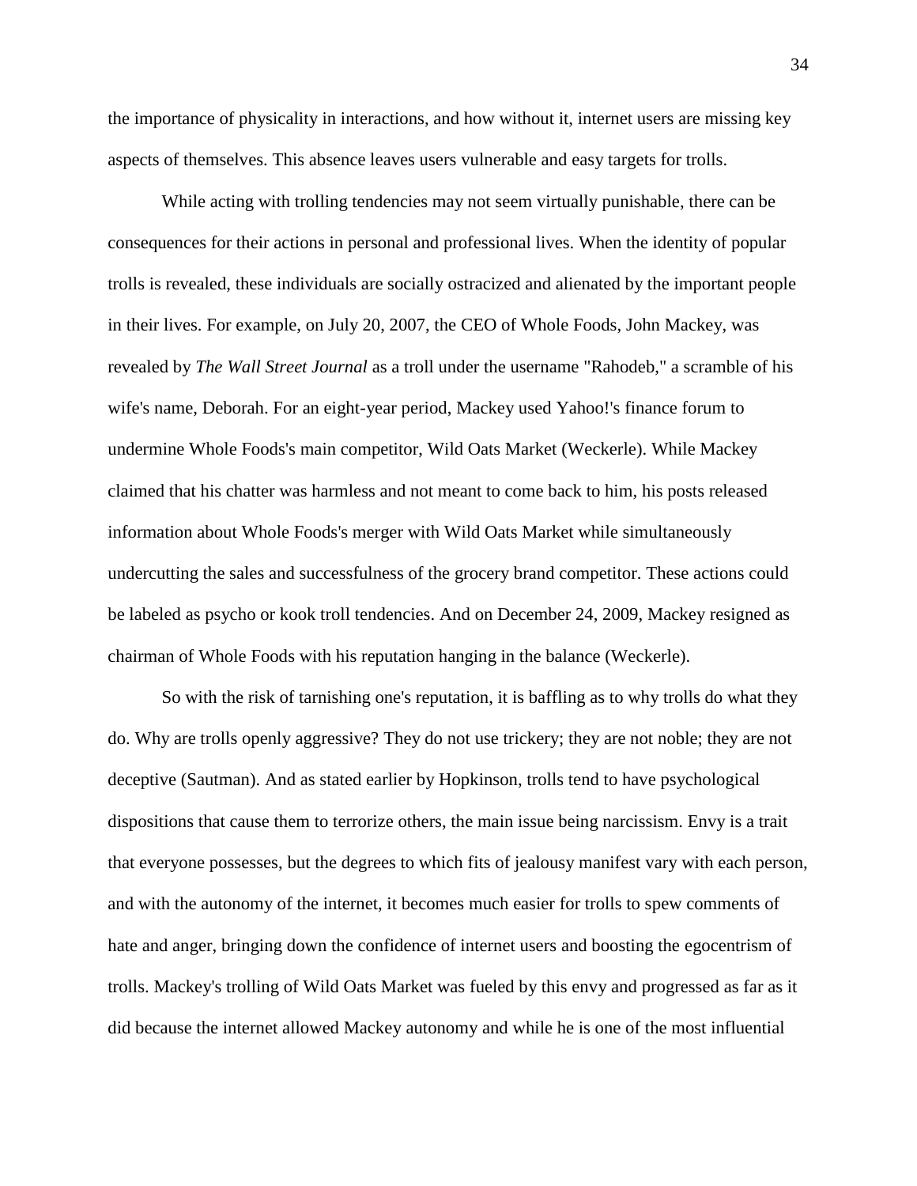the importance of physicality in interactions, and how without it, internet users are missing key aspects of themselves. This absence leaves users vulnerable and easy targets for trolls.

While acting with trolling tendencies may not seem virtually punishable, there can be consequences for their actions in personal and professional lives. When the identity of popular trolls is revealed, these individuals are socially ostracized and alienated by the important people in their lives. For example, on July 20, 2007, the CEO of Whole Foods, John Mackey, was revealed by *The Wall Street Journal* as a troll under the username "Rahodeb," a scramble of his wife's name, Deborah. For an eight-year period, Mackey used Yahoo!'s finance forum to undermine Whole Foods's main competitor, Wild Oats Market (Weckerle). While Mackey claimed that his chatter was harmless and not meant to come back to him, his posts released information about Whole Foods's merger with Wild Oats Market while simultaneously undercutting the sales and successfulness of the grocery brand competitor. These actions could be labeled as psycho or kook troll tendencies. And on December 24, 2009, Mackey resigned as chairman of Whole Foods with his reputation hanging in the balance (Weckerle).

So with the risk of tarnishing one's reputation, it is baffling as to why trolls do what they do. Why are trolls openly aggressive? They do not use trickery; they are not noble; they are not deceptive (Sautman). And as stated earlier by Hopkinson, trolls tend to have psychological dispositions that cause them to terrorize others, the main issue being narcissism. Envy is a trait that everyone possesses, but the degrees to which fits of jealousy manifest vary with each person, and with the autonomy of the internet, it becomes much easier for trolls to spew comments of hate and anger, bringing down the confidence of internet users and boosting the egocentrism of trolls. Mackey's trolling of Wild Oats Market was fueled by this envy and progressed as far as it did because the internet allowed Mackey autonomy and while he is one of the most influential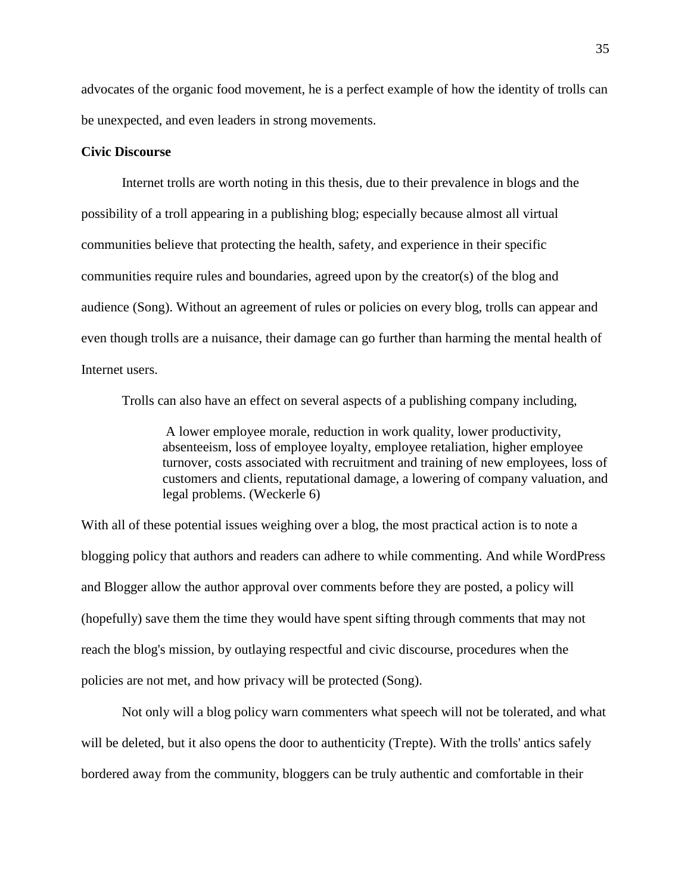advocates of the organic food movement, he is a perfect example of how the identity of trolls can be unexpected, and even leaders in strong movements.

**Civic Discourse**

Internet trolls are worth noting in this thesis, due to their prevalence in blogs and the possibility of a troll appearing in a publishing blog; especially because almost all virtual communities believe that protecting the health, safety, and experience in their specific communities require rules and boundaries, agreed upon by the creator(s) of the blog and audience (Song). Without an agreement of rules or policies on every blog, trolls can appear and even though trolls are a nuisance, their damage can go further than harming the mental health of Internet users.

Trolls can also have an effect on several aspects of a publishing company including,

> A lower employee morale, reduction in work quality, lower productivity, absenteeism, loss of employee loyalty, employee retaliation, higher employee turnover, costs associated with recruitment and training of new employees, loss of customers and clients, reputational damage, a lowering of company valuation, and legal problems. (Weckerle 6)

With all of these potential issues weighing over a blog, the most practical action is to note a blogging policy that authors and readers can adhere to while commenting. And while WordPress and Blogger allow the author approval over comments before they are posted, a policy will (hopefully) save them the time they would have spent sifting through comments that may not reach the blog's mission, by outlaying respectful and civic discourse, procedures when the policies are not met, and how privacy will be protected (Song).

Not only will a blog policy warn commenters what speech will not be tolerated, and what will be deleted, but it also opens the door to authenticity (Trepte). With the trolls' antics safely bordered away from the community, bloggers can be truly authentic and comfortable in their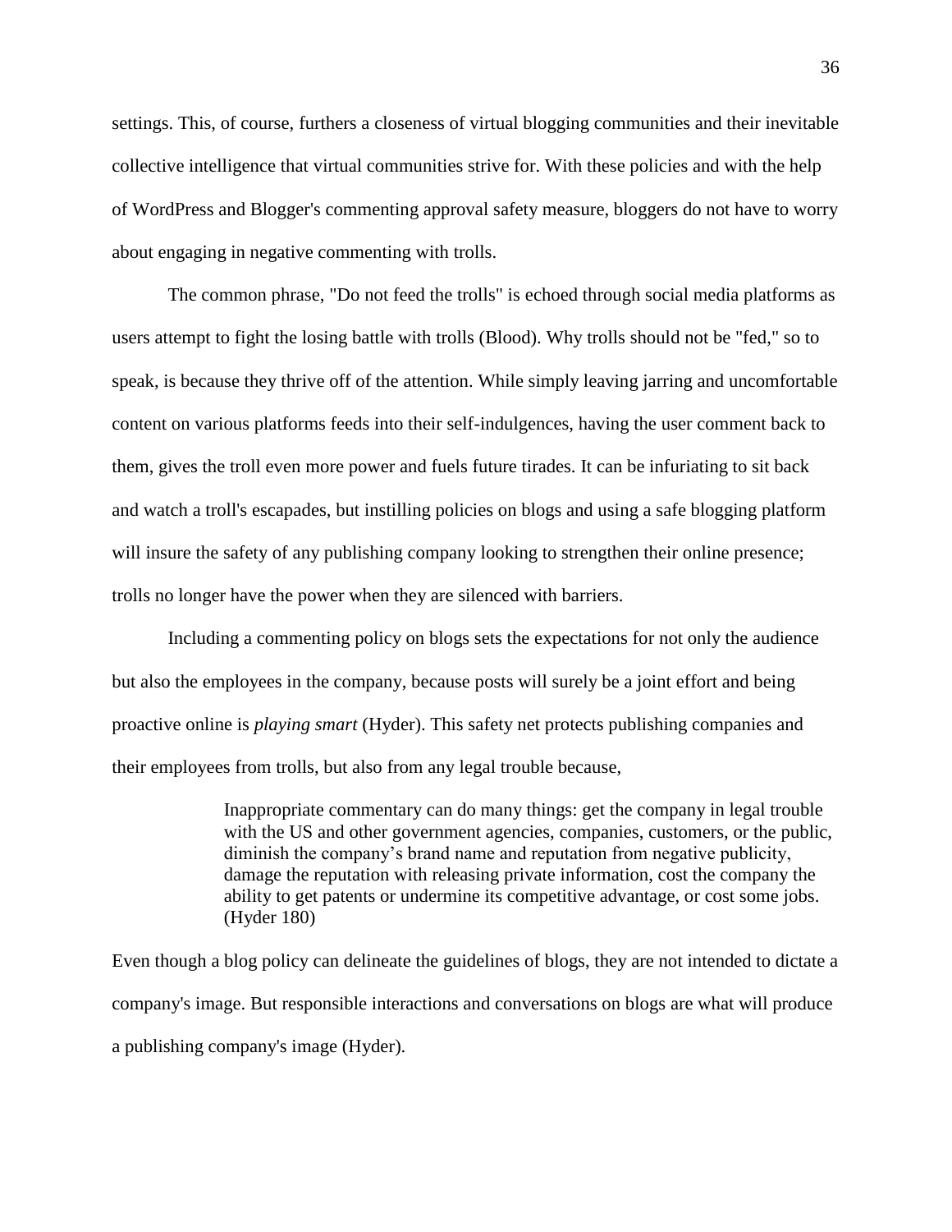settings. This, of course, furthers a closeness of virtual blogging communities and their inevitable collective intelligence that virtual communities strive for. With these policies and with the help of WordPress and Blogger's commenting approval safety measure, bloggers do not have to worry about engaging in negative commenting with trolls.

The common phrase, "Do not feed the trolls" is echoed through social media platforms as users attempt to fight the losing battle with trolls (Blood). Why trolls should not be "fed," so to speak, is because they thrive off of the attention. While simply leaving jarring and uncomfortable content on various platforms feeds into their self-indulgences, having the user comment back to them, gives the troll even more power and fuels future tirades. It can be infuriating to sit back and watch a troll's escapades, but instilling policies on blogs and using a safe blogging platform will insure the safety of any publishing company looking to strengthen their online presence; trolls no longer have the power when they are silenced with barriers.

Including a commenting policy on blogs sets the expectations for not only the audience but also the employees in the company, because posts will surely be a joint effort and being proactive online is *playing smart* (Hyder). This safety net protects publishing companies and their employees from trolls, but also from any legal trouble because,

> Inappropriate commentary can do many things: get the company in legal trouble with the US and other government agencies, companies, customers, or the public, diminish the company's brand name and reputation from negative publicity, damage the reputation with releasing private information, cost the company the ability to get patents or undermine its competitive advantage, or cost some jobs. (Hyder 180)

Even though a blog policy can delineate the guidelines of blogs, they are not intended to dictate a company's image. But responsible interactions and conversations on blogs are what will produce a publishing company's image (Hyder).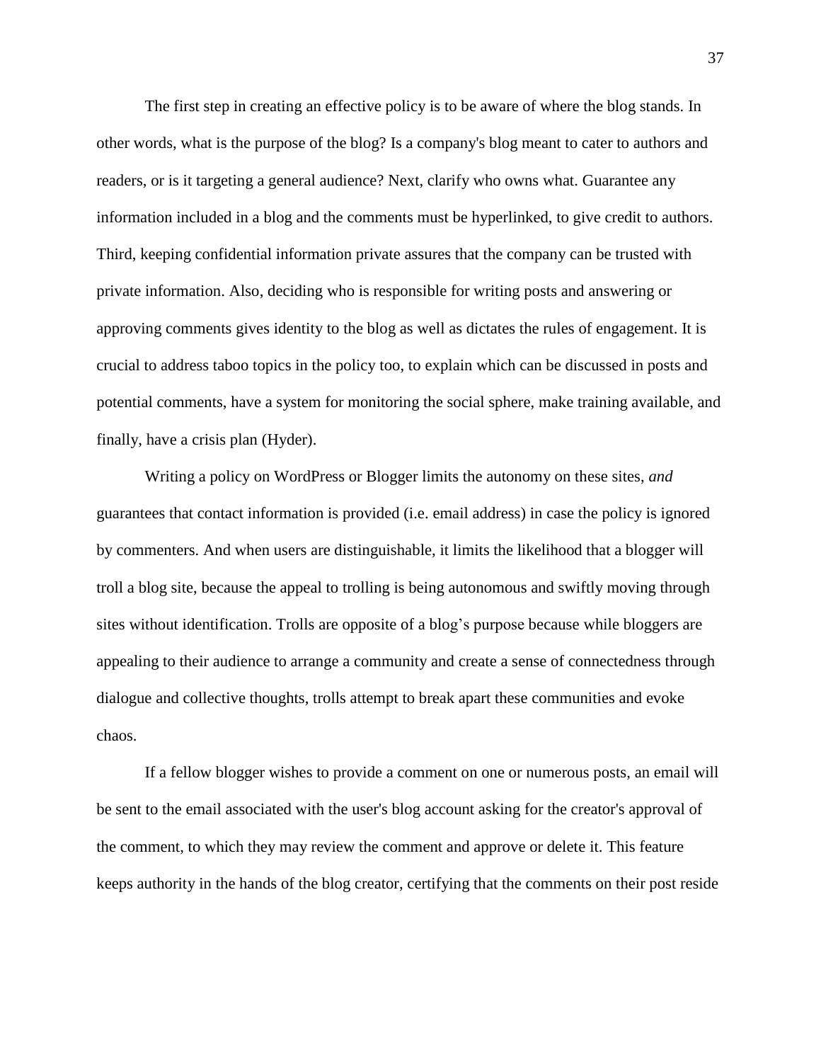The first step in creating an effective policy is to be aware of where the blog stands. In other words, what is the purpose of the blog? Is a company's blog meant to cater to authors and readers, or is it targeting a general audience? Next, clarify who owns what. Guarantee any information included in a blog and the comments must be hyperlinked, to give credit to authors. Third, keeping confidential information private assures that the company can be trusted with private information. Also, deciding who is responsible for writing posts and answering or approving comments gives identity to the blog as well as dictates the rules of engagement. It is crucial to address taboo topics in the policy too, to explain which can be discussed in posts and potential comments, have a system for monitoring the social sphere, make training available, and finally, have a crisis plan (Hyder).

Writing a policy on WordPress or Blogger limits the autonomy on these sites, *and* guarantees that contact information is provided (i.e. email address) in case the policy is ignored by commenters. And when users are distinguishable, it limits the likelihood that a blogger will troll a blog site, because the appeal to trolling is being autonomous and swiftly moving through sites without identification. Trolls are opposite of a blog's purpose because while bloggers are appealing to their audience to arrange a community and create a sense of connectedness through dialogue and collective thoughts, trolls attempt to break apart these communities and evoke chaos.

If a fellow blogger wishes to provide a comment on one or numerous posts, an email will be sent to the email associated with the user's blog account asking for the creator's approval of the comment, to which they may review the comment and approve or delete it. This feature keeps authority in the hands of the blog creator, certifying that the comments on their post reside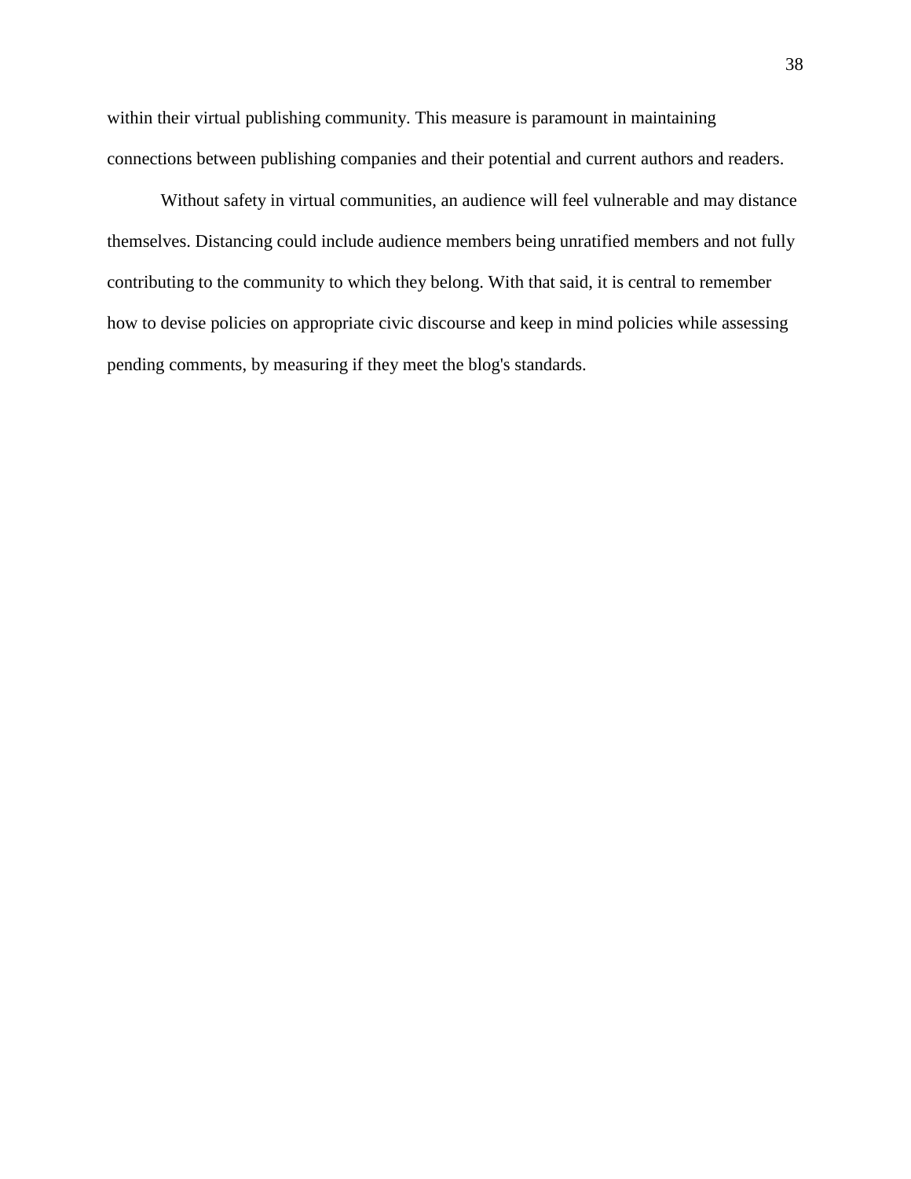within their virtual publishing community. This measure is paramount in maintaining connections between publishing companies and their potential and current authors and readers.

Without safety in virtual communities, an audience will feel vulnerable and may distance themselves. Distancing could include audience members being unratified members and not fully contributing to the community to which they belong. With that said, it is central to remember how to devise policies on appropriate civic discourse and keep in mind policies while assessing pending comments, by measuring if they meet the blog's standards.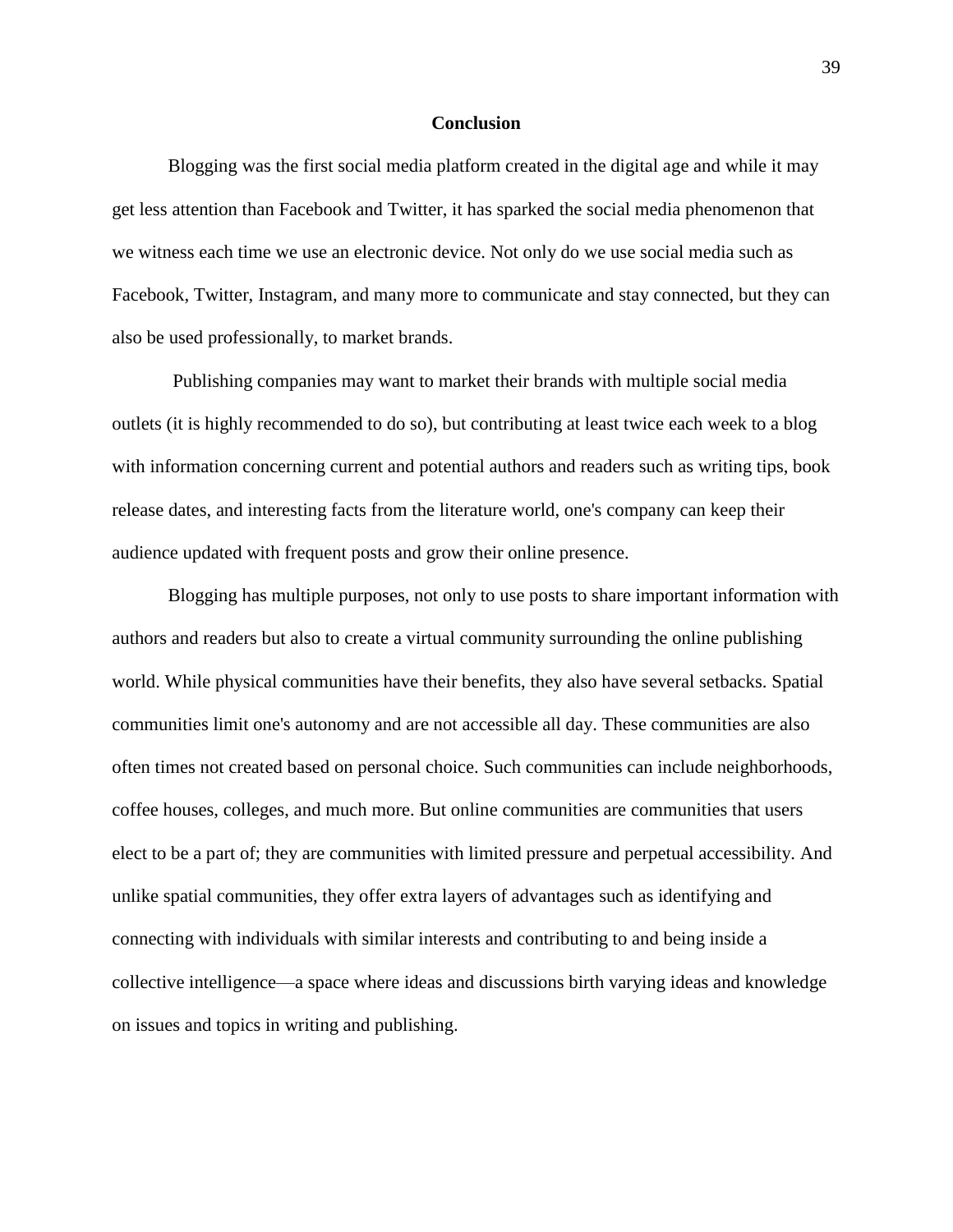## Conclusion

Blogging was the first social media platform created in the digital age and while it may get less attention than Facebook and Twitter, it has sparked the social media phenomenon that we witness each time we use an electronic device. Not only do we use social media such as Facebook, Twitter, Instagram, and many more to communicate and stay connected, but they can also be used professionally, to market brands.

Publishing companies may want to market their brands with multiple social media outlets (it is highly recommended to do so), but contributing at least twice each week to a blog with information concerning current and potential authors and readers such as writing tips, book release dates, and interesting facts from the literature world, one's company can keep their audience updated with frequent posts and grow their online presence.

Blogging has multiple purposes, not only to use posts to share important information with authors and readers but also to create a virtual community surrounding the online publishing world. While physical communities have their benefits, they also have several setbacks. Spatial communities limit one's autonomy and are not accessible all day. These communities are also often times not created based on personal choice. Such communities can include neighborhoods, coffee houses, colleges, and much more. But online communities are communities that users elect to be a part of; they are communities with limited pressure and perpetual accessibility. And unlike spatial communities, they offer extra layers of advantages such as identifying and connecting with individuals with similar interests and contributing to and being inside a collective intelligence—a space where ideas and discussions birth varying ideas and knowledge on issues and topics in writing and publishing.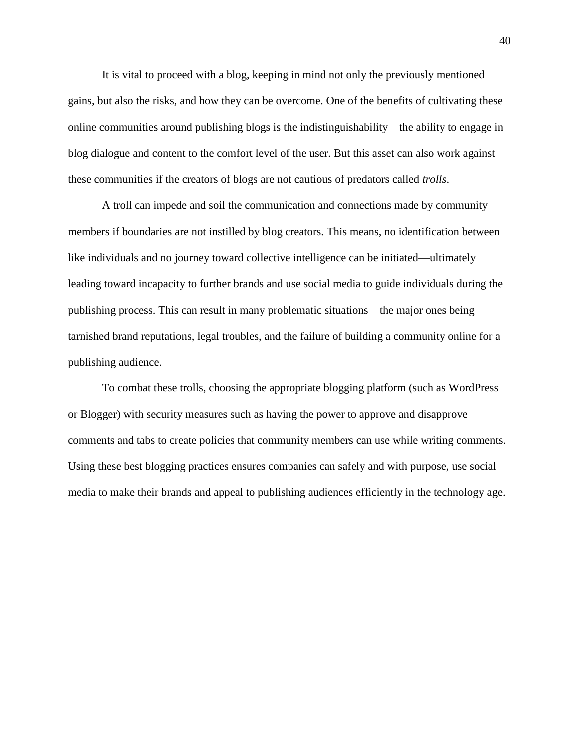It is vital to proceed with a blog, keeping in mind not only the previously mentioned gains, but also the risks, and how they can be overcome. One of the benefits of cultivating these online communities around publishing blogs is the indistinguishability—the ability to engage in blog dialogue and content to the comfort level of the user. But this asset can also work against these communities if the creators of blogs are not cautious of predators called *trolls*.

A troll can impede and soil the communication and connections made by community members if boundaries are not instilled by blog creators. This means, no identification between like individuals and no journey toward collective intelligence can be initiated—ultimately leading toward incapacity to further brands and use social media to guide individuals during the publishing process. This can result in many problematic situations—the major ones being tarnished brand reputations, legal troubles, and the failure of building a community online for a publishing audience.

To combat these trolls, choosing the appropriate blogging platform (such as WordPress or Blogger) with security measures such as having the power to approve and disapprove comments and tabs to create policies that community members can use while writing comments. Using these best blogging practices ensures companies can safely and with purpose, use social media to make their brands and appeal to publishing audiences efficiently in the technology age.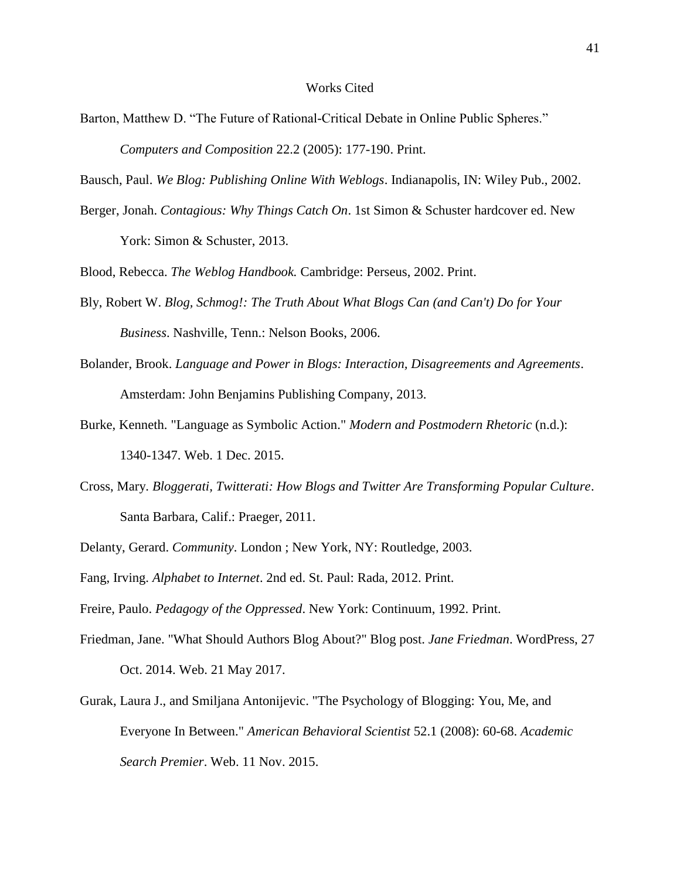# Works Cited

Barton, Matthew D. "The Future of Rational-Critical Debate in Online Public Spheres." *Computers and Composition* 22.2 (2005): 177-190. Print.

Bausch, Paul. *We Blog: Publishing Online With Weblogs*. Indianapolis, IN: Wiley Pub., 2002.

Berger, Jonah. *Contagious: Why Things Catch On*. 1st Simon & Schuster hardcover ed. New York: Simon & Schuster, 2013.

Blood, Rebecca. *The Weblog Handbook.* Cambridge: Perseus, 2002. Print.

Bly, Robert W. *Blog, Schmog!: The Truth About What Blogs Can (and Can't) Do for Your Business*. Nashville, Tenn.: Nelson Books, 2006.

Bolander, Brook. *Language and Power in Blogs: Interaction, Disagreements and Agreements*. Amsterdam: John Benjamins Publishing Company, 2013.

Burke, Kenneth. "Language as Symbolic Action." *Modern and Postmodern Rhetoric* (n.d.): 1340-1347. Web. 1 Dec. 2015.

Cross, Mary. *Bloggerati, Twitterati: How Blogs and Twitter Are Transforming Popular Culture*. Santa Barbara, Calif.: Praeger, 2011.

Delanty, Gerard. *Community*. London ; New York, NY: Routledge, 2003.

Fang, Irving. *Alphabet to Internet*. 2nd ed. St. Paul: Rada, 2012. Print.

Freire, Paulo. *Pedagogy of the Oppressed*. New York: Continuum, 1992. Print.

Friedman, Jane. "What Should Authors Blog About?" Blog post. *Jane Friedman*. WordPress, 27 Oct. 2014. Web. 21 May 2017.

Gurak, Laura J., and Smiljana Antonijevic. "The Psychology of Blogging: You, Me, and Everyone In Between." *American Behavioral Scientist* 52.1 (2008): 60-68. *Academic Search Premier*. Web. 11 Nov. 2015.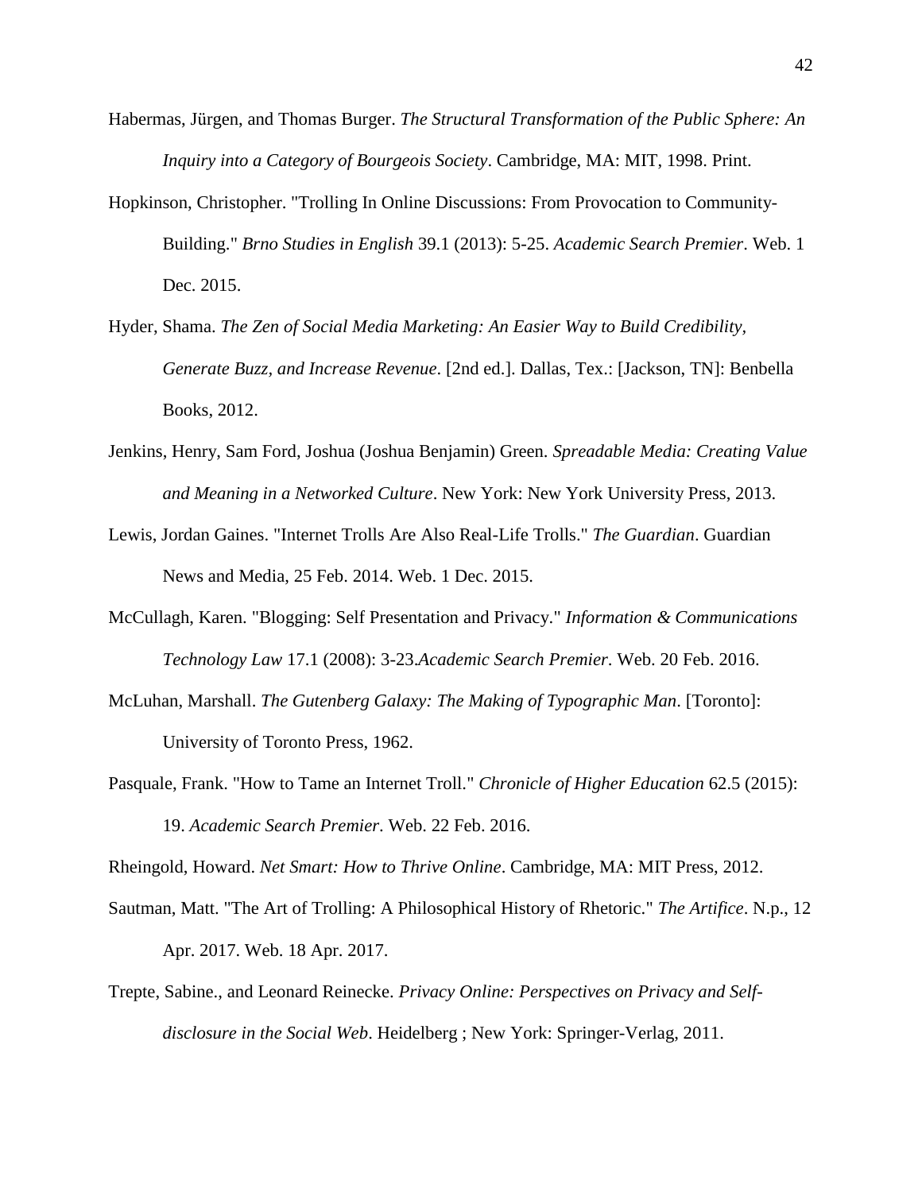Habermas, Jürgen, and Thomas Burger. *The Structural Transformation of the Public Sphere: An Inquiry into a Category of Bourgeois Society*. Cambridge, MA: MIT, 1998. Print.

Hopkinson, Christopher. "Trolling In Online Discussions: From Provocation to Community-Building." *Brno Studies in English* 39.1 (2013): 5-25. *Academic Search Premier*. Web. 1 Dec. 2015.

Hyder, Shama. *The Zen of Social Media Marketing: An Easier Way to Build Credibility, Generate Buzz, and Increase Revenue*. [2nd ed.]. Dallas, Tex.: [Jackson, TN]: Benbella Books, 2012.

Jenkins, Henry, Sam Ford, Joshua (Joshua Benjamin) Green. *Spreadable Media: Creating Value and Meaning in a Networked Culture*. New York: New York University Press, 2013.

Lewis, Jordan Gaines. "Internet Trolls Are Also Real-Life Trolls." *The Guardian*. Guardian News and Media, 25 Feb. 2014. Web. 1 Dec. 2015.

McCullagh, Karen. "Blogging: Self Presentation and Privacy." *Information & Communications Technology Law* 17.1 (2008): 3-23.*Academic Search Premier*. Web. 20 Feb. 2016.

McLuhan, Marshall. *The Gutenberg Galaxy: The Making of Typographic Man*. [Toronto]: University of Toronto Press, 1962.

Pasquale, Frank. "How to Tame an Internet Troll." *Chronicle of Higher Education* 62.5 (2015): 19. *Academic Search Premier*. Web. 22 Feb. 2016.

Rheingold, Howard. *Net Smart: How to Thrive Online*. Cambridge, MA: MIT Press, 2012.

Sautman, Matt. "The Art of Trolling: A Philosophical History of Rhetoric." *The Artifice*. N.p., 12 Apr. 2017. Web. 18 Apr. 2017.

Trepte, Sabine., and Leonard Reinecke. *Privacy Online: Perspectives on Privacy and Self-disclosure in the Social Web*. Heidelberg ; New York: Springer-Verlag, 2011.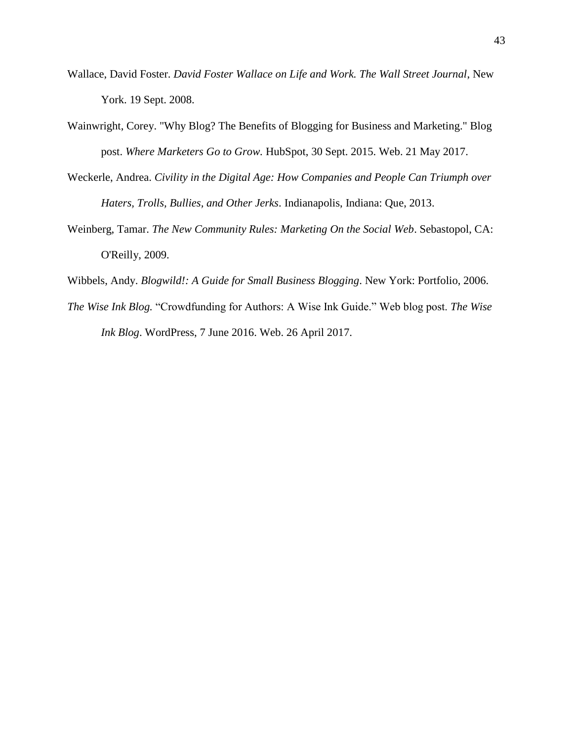Wallace, David Foster. *David Foster Wallace on Life and Work. The Wall Street Journal*, New York. 19 Sept. 2008.

Wainwright, Corey. "Why Blog? The Benefits of Blogging for Business and Marketing." Blog post. *Where Marketers Go to Grow*. HubSpot, 30 Sept. 2015. Web. 21 May 2017.

Weckerle, Andrea. *Civility in the Digital Age: How Companies and People Can Triumph over Haters, Trolls, Bullies, and Other Jerks*. Indianapolis, Indiana: Que, 2013.

Weinberg, Tamar. *The New Community Rules: Marketing On the Social Web*. Sebastopol, CA: O'Reilly, 2009.

Wibbels, Andy. *Blogwild!: A Guide for Small Business Blogging*. New York: Portfolio, 2006.

*The Wise Ink Blog.* "Crowdfunding for Authors: A Wise Ink Guide." Web blog post. *The Wise Ink Blog*. WordPress, 7 June 2016. Web. 26 April 2017.